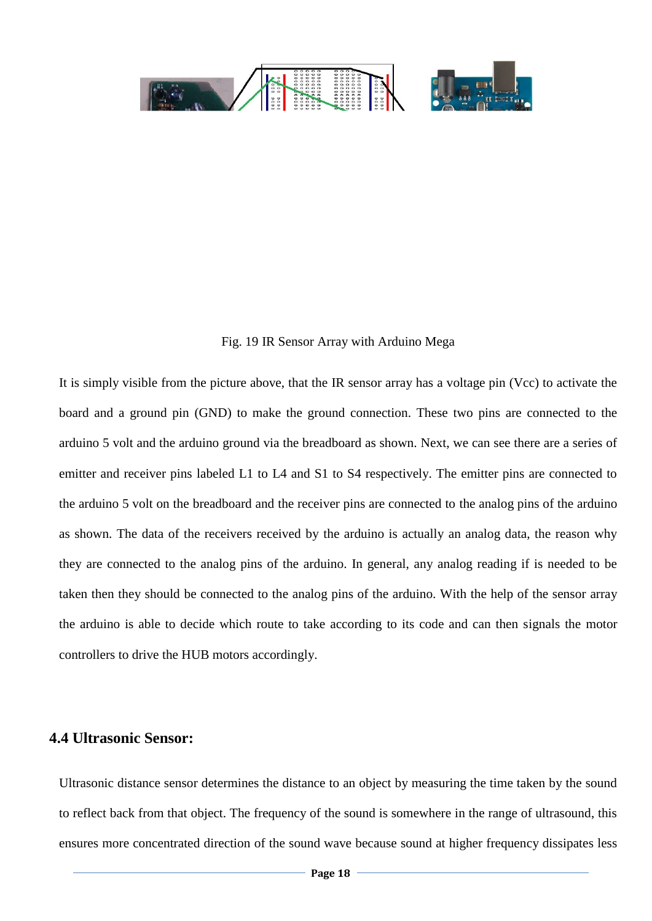Fig. 19 IR Sensor Array with Arduino Mega

It is simply visible from the picture above, that the IR sensor array has a voltage pin (Vcc) to activate the board and a ground pin (GND) to make the ground connection. These two pins are connected to the arduino 5 volt and the arduino ground via the breadboard as shown. Next, we can see there are a series of emitter and receiver pins labeled L1 to L4 and S1 to S4 respectively. The emitter pins are connected to the arduino 5 volt on the breadboard and the receiver pins are connected to the analog pins of the arduino as shown. The data of the receivers received by the arduino is actually an analog data, the reason why they are connected to the analog pins of the arduino. In general, any analog reading if is needed to be taken then they should be connected to the analog pins of the arduino. With the help of the sensor array the arduino is able to decide which route to take according to its code and can then signals the motor controllers to drive the HUB motors accordingly.

## 4.4 Ultrasonic Sensor:

Ultrasonic distance sensor determines the distance to an object by measuring the time taken by the sound to reflect back from that object. The frequency of the sound is somewhere in the range of ultrasound, this ensures more concentrated direction of the sound wave because sound at higher frequency dissipates less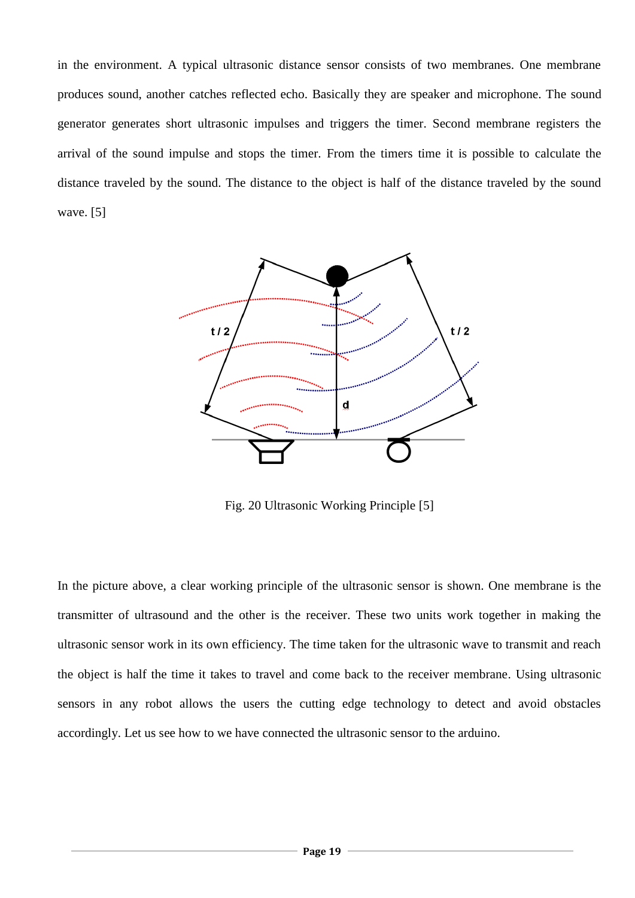in the environment. A typical ultrasonic distance sensor consists of two membranes. One membrane produces sound, another catches reflected echo. Basically they are speaker and microphone. The sound generator generates short ultrasonic impulses and triggers the timer. Second membrane registers the arrival of the sound impulse and stops the timer. From the timers time it is possible to calculate the distance traveled by the sound. The distance to the object is half of the distance traveled by the sound wave. [5]

Fig. 20 Ultrasonic Working Principle [5]

In the picture above, a clear working principle of the ultrasonic sensor is shown. One membrane is the transmitter of ultrasound and the other is the receiver. These two units work together in making the ultrasonic sensor work in its own efficiency. The time taken for the ultrasonic wave to transmit and reach the object is half the time it takes to travel and come back to the receiver membrane. Using ultrasonic sensors in any robot allows the users the cutting edge technology to detect and avoid obstacles accordingly. Let us see how to we have connected the ultrasonic sensor to the arduino.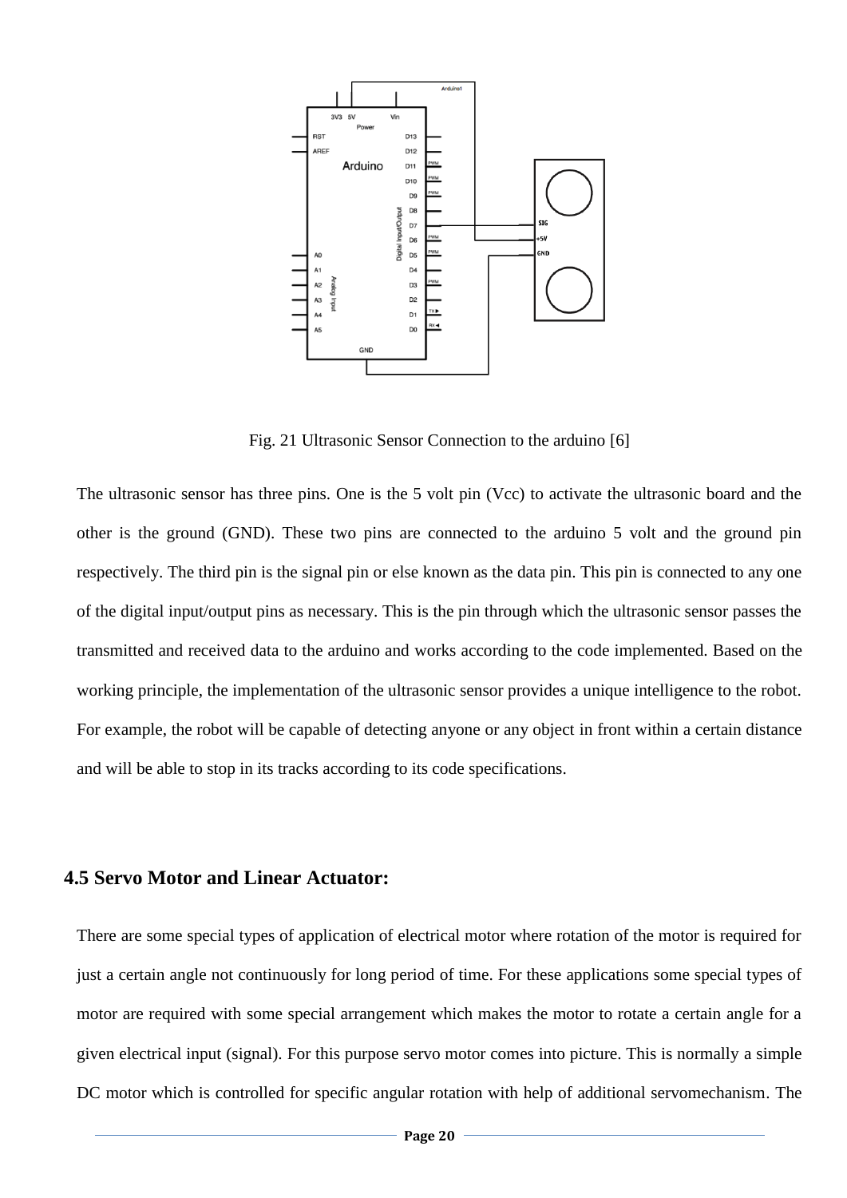Fig. 21 Ultrasonic Sensor Connection to the arduino [6]

The ultrasonic sensor has three pins. One is the 5 volt pin (Vcc) to activate the ultrasonic board and the other is the ground (GND). These two pins are connected to the arduino 5 volt and the ground pin respectively. The third pin is the signal pin or else known as the data pin. This pin is connected to any one of the digital input/output pins as necessary. This is the pin through which the ultrasonic sensor passes the transmitted and received data to the arduino and works according to the code implemented. Based on the working principle, the implementation of the ultrasonic sensor provides a unique intelligence to the robot. For example, the robot will be capable of detecting anyone or any object in front within a certain distance and will be able to stop in its tracks according to its code specifications.

## 4.5 Servo Motor and Linear Actuator:

There are some special types of application of electrical motor where rotation of the motor is required for just a certain angle not continuously for long period of time. For these applications some special types of motor are required with some special arrangement which makes the motor to rotate a certain angle for a given electrical input (signal). For this purpose servo motor comes into picture. This is normally a simple DC motor which is controlled for specific angular rotation with help of additional servomechanism. The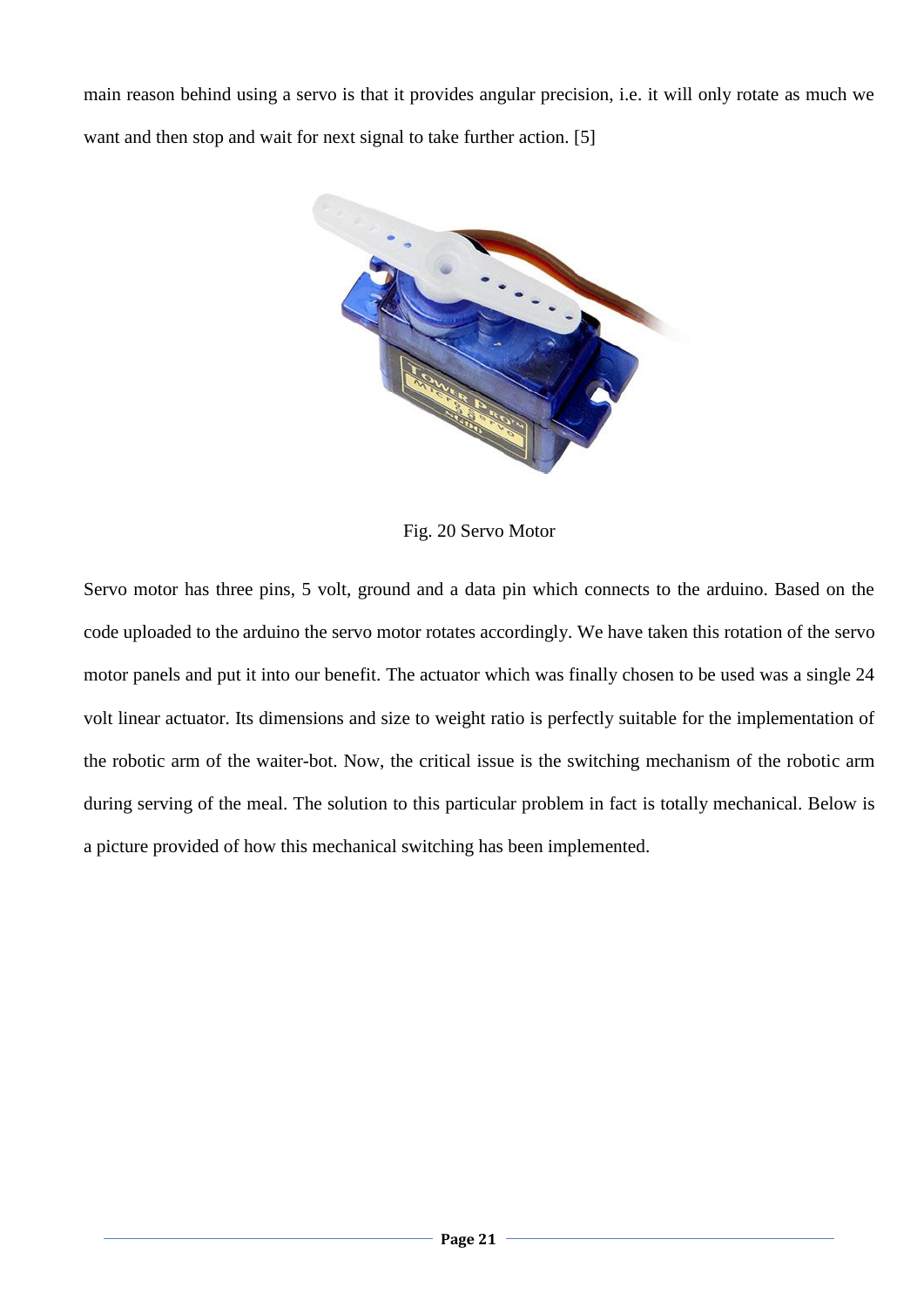main reason behind using a servo is that it provides angular precision, i.e. it will only rotate as much we want and then stop and wait for next signal to take further action. [5]

Fig. 20 Servo Motor

Servo motor has three pins, 5 volt, ground and a data pin which connects to the arduino. Based on the code uploaded to the arduino the servo motor rotates accordingly. We have taken this rotation of the servo motor panels and put it into our benefit. The actuator which was finally chosen to be used was a single 24 volt linear actuator. Its dimensions and size to weight ratio is perfectly suitable for the implementation of the robotic arm of the waiter-bot. Now, the critical issue is the switching mechanism of the robotic arm during serving of the meal. The solution to this particular problem in fact is totally mechanical. Below is a picture provided of how this mechanical switching has been implemented.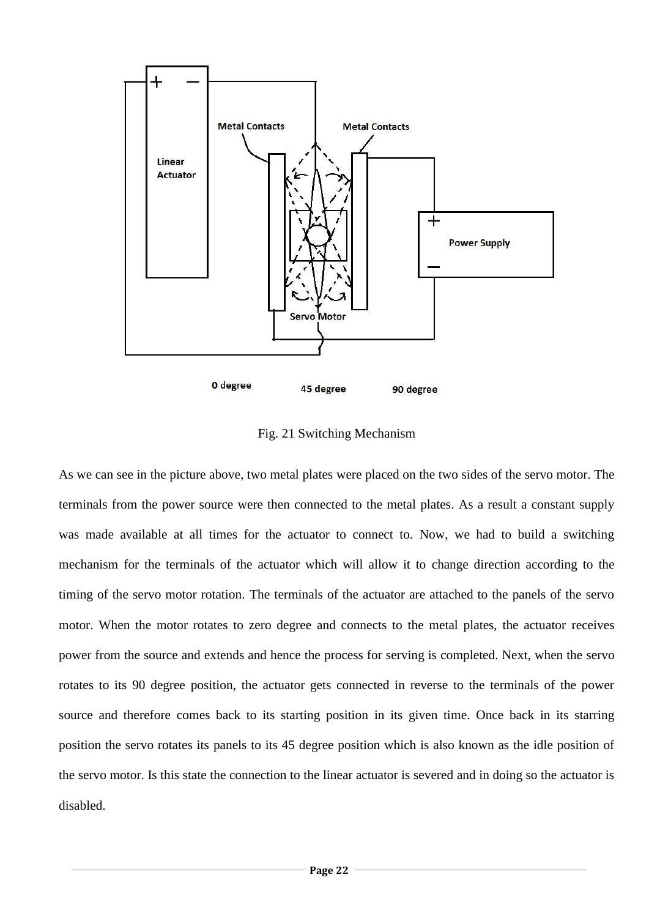Metal Contacts

Metal Contacts

Linear Actuator

Power Supply

Servo Motor

0 degree

45 degree

90 degree

Fig. 21 Switching Mechanism

As we can see in the picture above, two metal plates were placed on the two sides of the servo motor. The terminals from the power source were then connected to the metal plates. As a result a constant supply was made available at all times for the actuator to connect to. Now, we had to build a switching mechanism for the terminals of the actuator which will allow it to change direction according to the timing of the servo motor rotation. The terminals of the actuator are attached to the panels of the servo motor. When the motor rotates to zero degree and connects to the metal plates, the actuator receives power from the source and extends and hence the process for serving is completed. Next, when the servo rotates to its 90 degree position, the actuator gets connected in reverse to the terminals of the power source and therefore comes back to its starting position in its given time. Once back in its starring position the servo rotates its panels to its 45 degree position which is also known as the idle position of the servo motor. Is this state the connection to the linear actuator is severed and in doing so the actuator is disabled.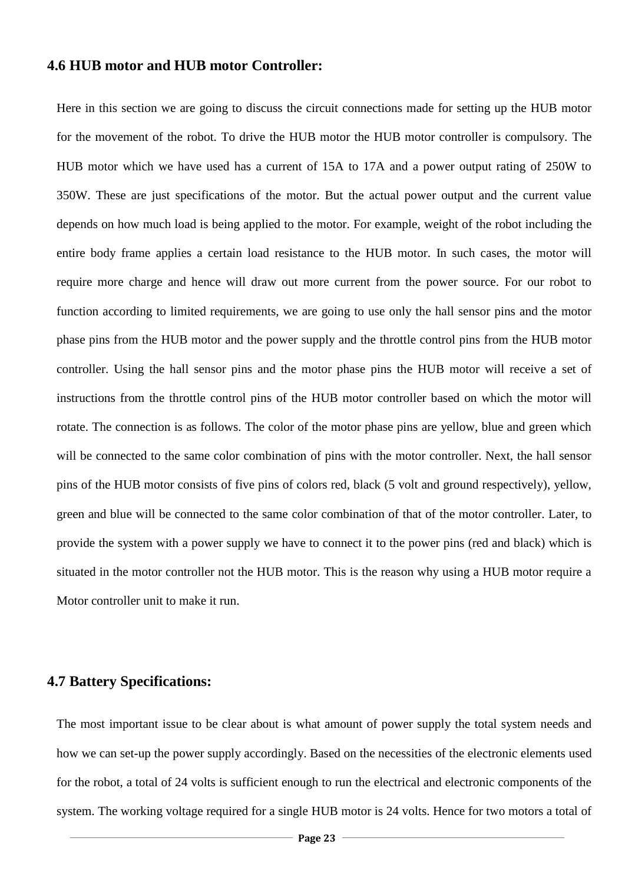## 4.6 HUB motor and HUB motor Controller:

Here in this section we are going to discuss the circuit connections made for setting up the HUB motor for the movement of the robot. To drive the HUB motor the HUB motor controller is compulsory. The HUB motor which we have used has a current of 15A to 17A and a power output rating of 250W to 350W. These are just specifications of the motor. But the actual power output and the current value depends on how much load is being applied to the motor. For example, weight of the robot including the entire body frame applies a certain load resistance to the HUB motor. In such cases, the motor will require more charge and hence will draw out more current from the power source. For our robot to function according to limited requirements, we are going to use only the hall sensor pins and the motor phase pins from the HUB motor and the power supply and the throttle control pins from the HUB motor controller. Using the hall sensor pins and the motor phase pins the HUB motor will receive a set of instructions from the throttle control pins of the HUB motor controller based on which the motor will rotate. The connection is as follows. The color of the motor phase pins are yellow, blue and green which will be connected to the same color combination of pins with the motor controller. Next, the hall sensor pins of the HUB motor consists of five pins of colors red, black (5 volt and ground respectively), yellow, green and blue will be connected to the same color combination of that of the motor controller. Later, to provide the system with a power supply we have to connect it to the power pins (red and black) which is situated in the motor controller not the HUB motor. This is the reason why using a HUB motor require a Motor controller unit to make it run.

## 4.7 Battery Specifications:

The most important issue to be clear about is what amount of power supply the total system needs and how we can set-up the power supply accordingly. Based on the necessities of the electronic elements used for the robot, a total of 24 volts is sufficient enough to run the electrical and electronic components of the system. The working voltage required for a single HUB motor is 24 volts. Hence for two motors a total of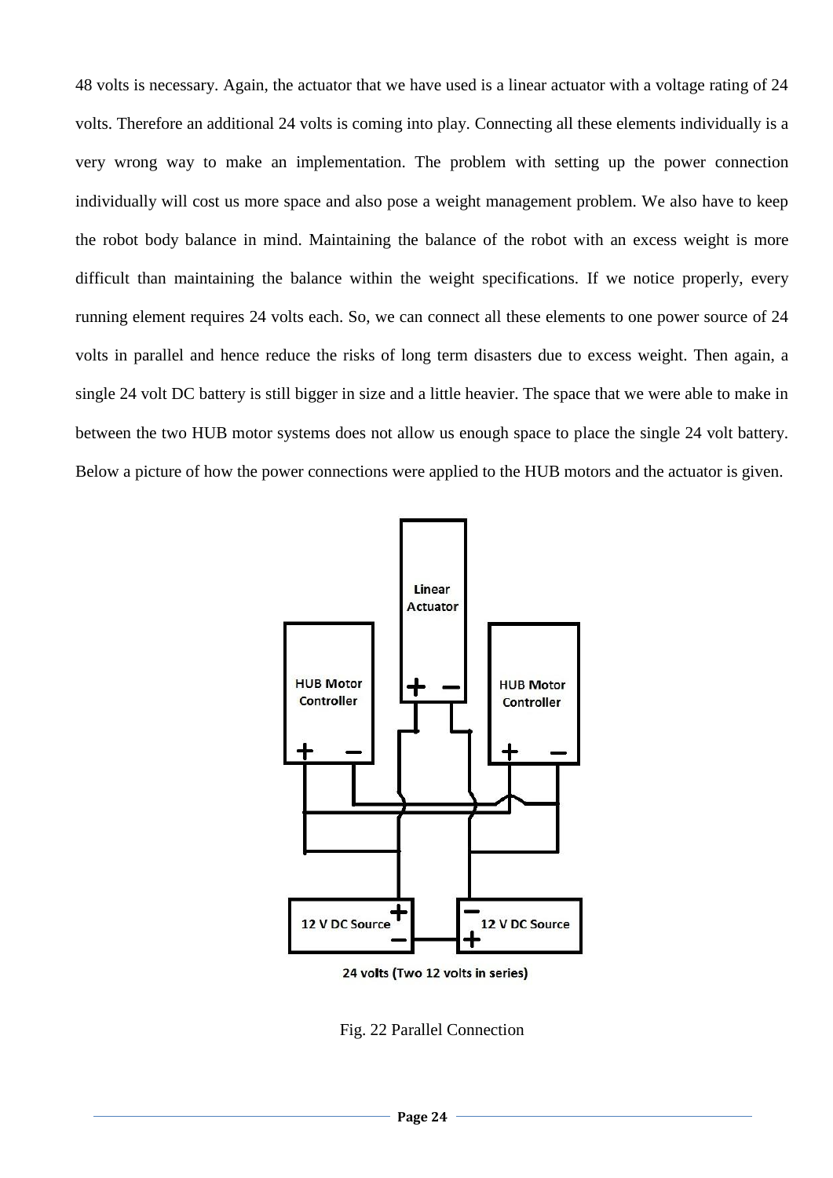48 volts is necessary. Again, the actuator that we have used is a linear actuator with a voltage rating of 24 volts. Therefore an additional 24 volts is coming into play. Connecting all these elements individually is a very wrong way to make an implementation. The problem with setting up the power connection individually will cost us more space and also pose a weight management problem. We also have to keep the robot body balance in mind. Maintaining the balance of the robot with an excess weight is more difficult than maintaining the balance within the weight specifications. If we notice properly, every running element requires 24 volts each. So, we can connect all these elements to one power source of 24 volts in parallel and hence reduce the risks of long term disasters due to excess weight. Then again, a single 24 volt DC battery is still bigger in size and a little heavier. The space that we were able to make in between the two HUB motor systems does not allow us enough space to place the single 24 volt battery. Below a picture of how the power connections were applied to the HUB motors and the actuator is given.

Linear Actuator

HUB Motor Controller

HUB Motor Controller

12 V DC Source

12 V DC Source

24 volts (Two 12 volts in series)

Fig. 22 Parallel Connection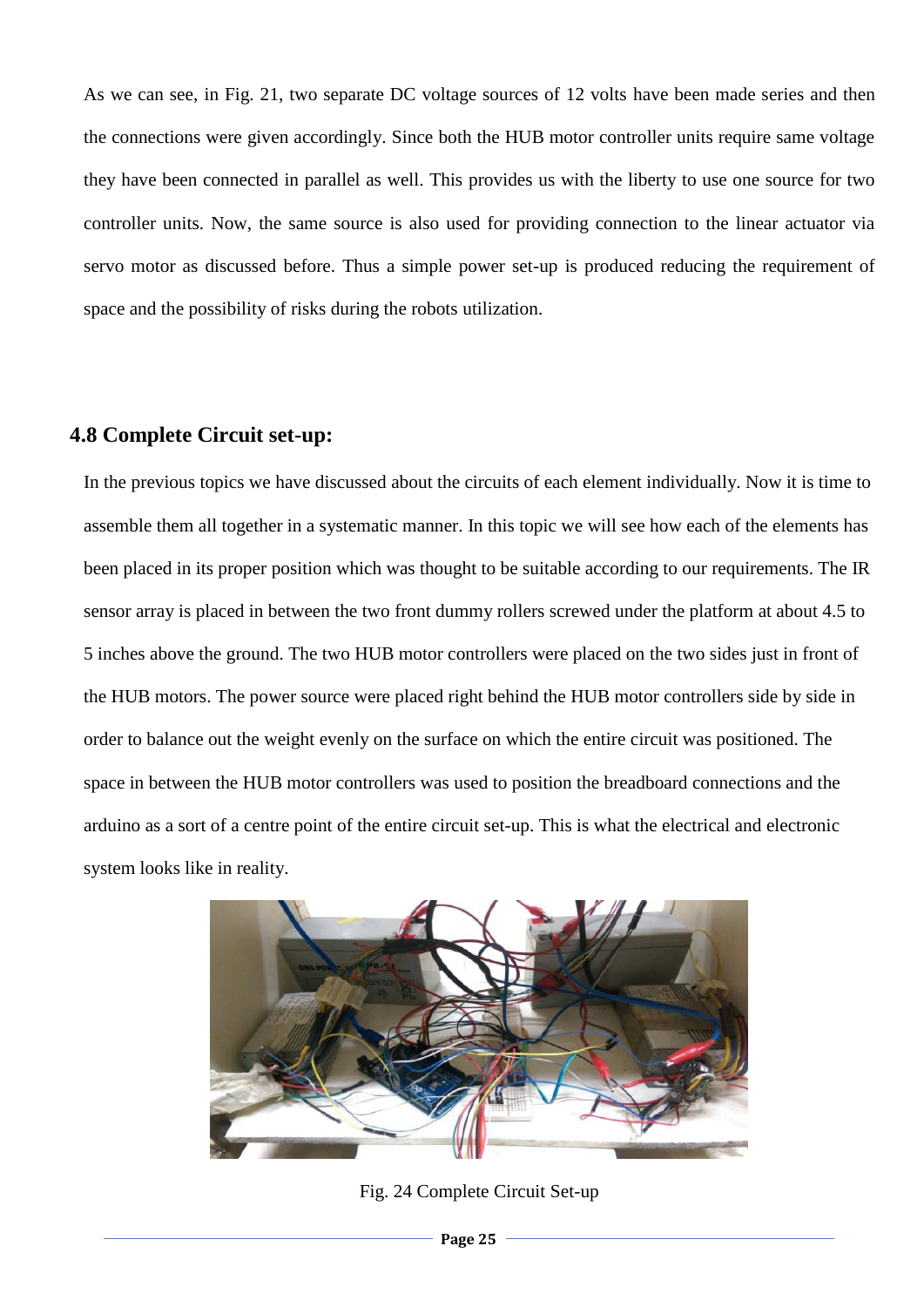As we can see, in Fig. 21, two separate DC voltage sources of 12 volts have been made series and then the connections were given accordingly. Since both the HUB motor controller units require same voltage they have been connected in parallel as well. This provides us with the liberty to use one source for two controller units. Now, the same source is also used for providing connection to the linear actuator via servo motor as discussed before. Thus a simple power set-up is produced reducing the requirement of space and the possibility of risks during the robots utilization.

## 4.8 Complete Circuit set-up:

In the previous topics we have discussed about the circuits of each element individually. Now it is time to assemble them all together in a systematic manner. In this topic we will see how each of the elements has been placed in its proper position which was thought to be suitable according to our requirements. The IR sensor array is placed in between the two front dummy rollers screwed under the platform at about 4.5 to 5 inches above the ground. The two HUB motor controllers were placed on the two sides just in front of the HUB motors. The power source were placed right behind the HUB motor controllers side by side in order to balance out the weight evenly on the surface on which the entire circuit was positioned. The space in between the HUB motor controllers was used to position the breadboard connections and the arduino as a sort of a centre point of the entire circuit set-up. This is what the electrical and electronic system looks like in reality.

Fig. 24 Complete Circuit Set-up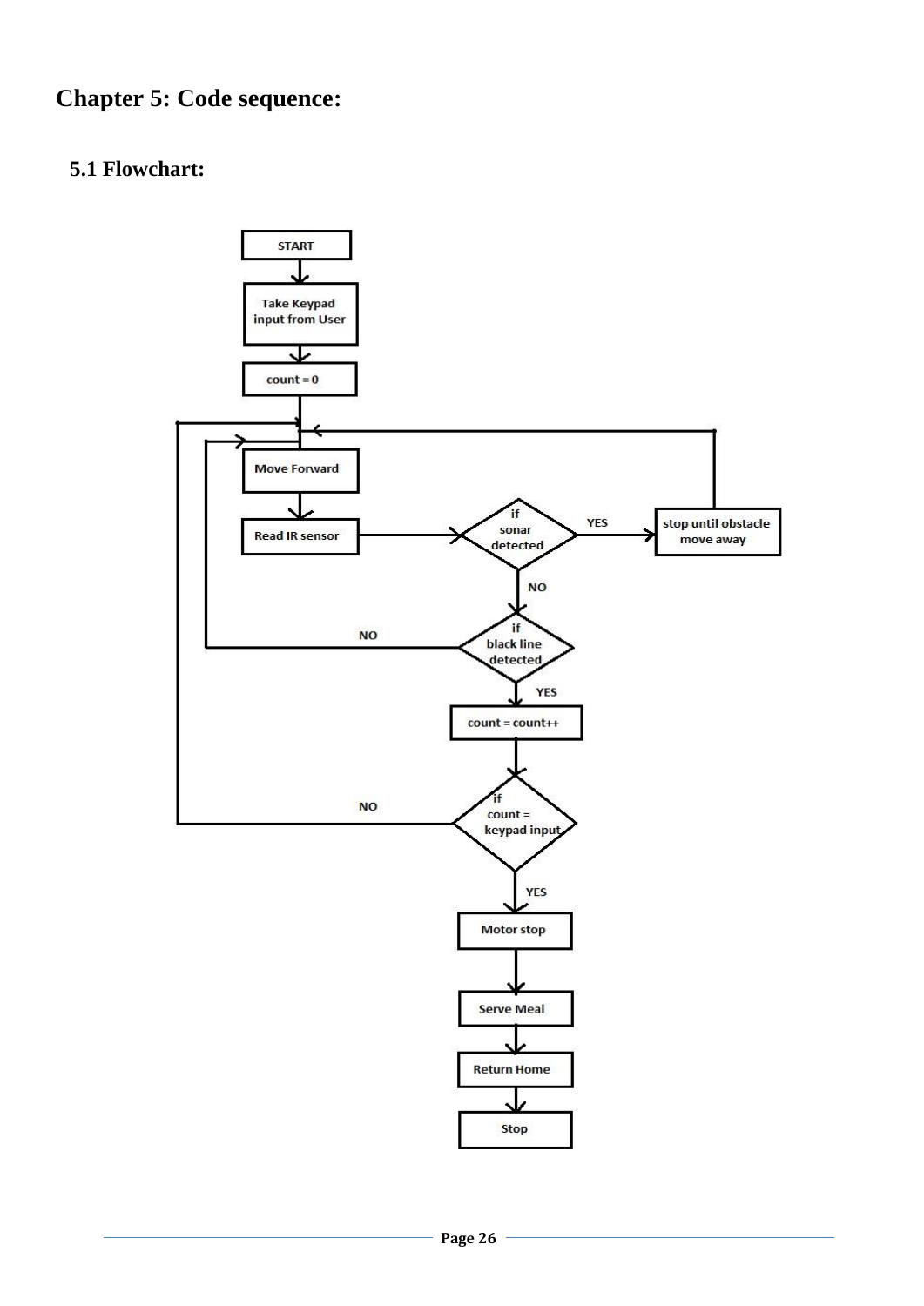# Chapter 5: Code sequence:

## 5.1 Flowchart:

START

Take Keypad input from User

count = 0

Move Forward

Read IR sensor

if sonar detected

YES

stop until obstacle move away

NO

if black line detected

NO

YES

count = count++

if count = keypad input

NO

YES

Motor stop

Serve Meal

Return Home

Stop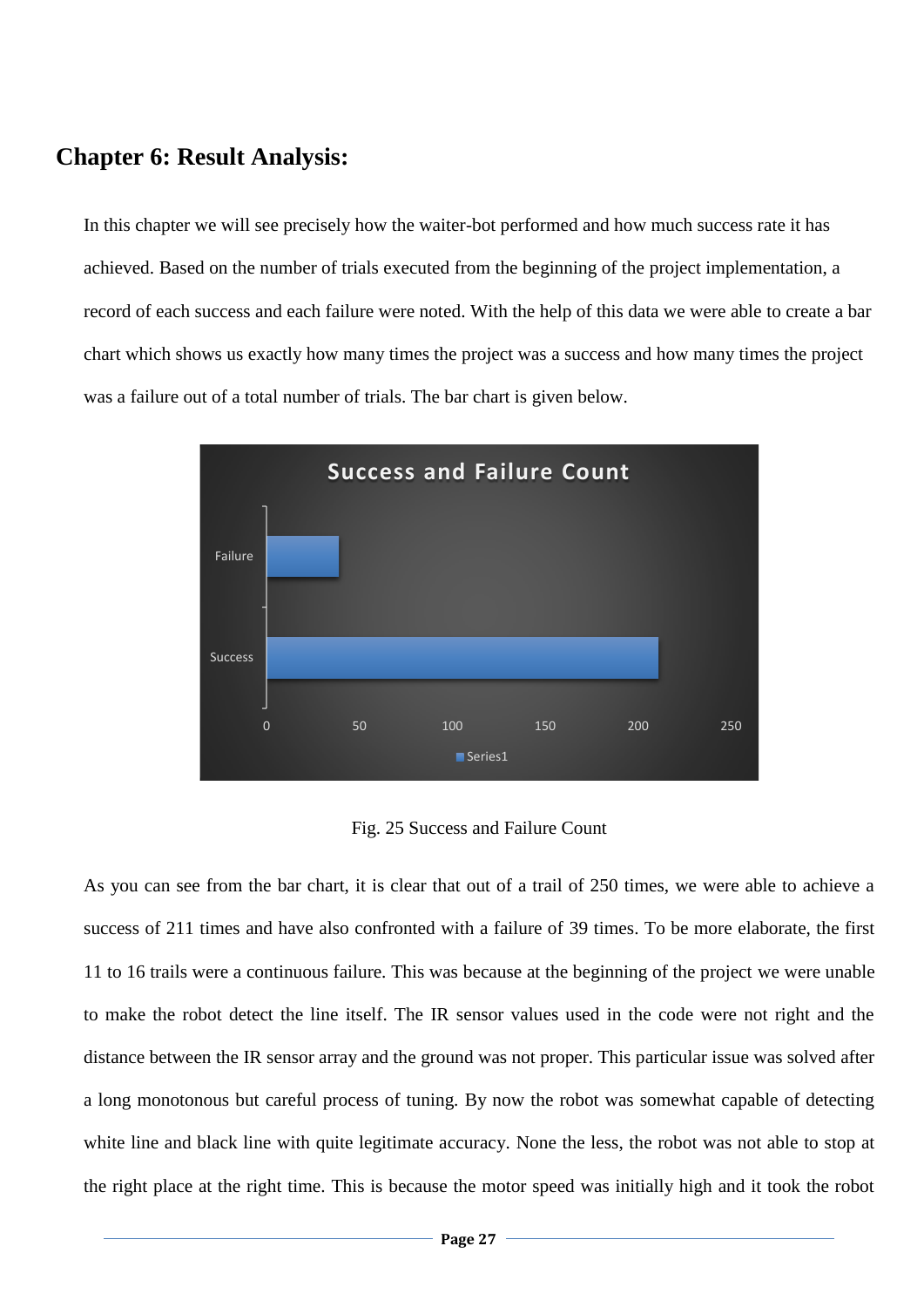# Chapter 6: Result Analysis:

In this chapter we will see precisely how the waiter-bot performed and how much success rate it has achieved. Based on the number of trials executed from the beginning of the project implementation, a record of each success and each failure were noted. With the help of this data we were able to create a bar chart which shows us exactly how many times the project was a success and how many times the project was a failure out of a total number of trials. The bar chart is given below.

Success and Failure Count

Failure

Success

0
50
100
150
200
250

Series1

Fig. 25 Success and Failure Count

As you can see from the bar chart, it is clear that out of a trail of 250 times, we were able to achieve a success of 211 times and have also confronted with a failure of 39 times. To be more elaborate, the first 11 to 16 trails were a continuous failure. This was because at the beginning of the project we were unable to make the robot detect the line itself. The IR sensor values used in the code were not right and the distance between the IR sensor array and the ground was not proper. This particular issue was solved after a long monotonous but careful process of tuning. By now the robot was somewhat capable of detecting white line and black line with quite legitimate accuracy. None the less, the robot was not able to stop at the right place at the right time. This is because the motor speed was initially high and it took the robot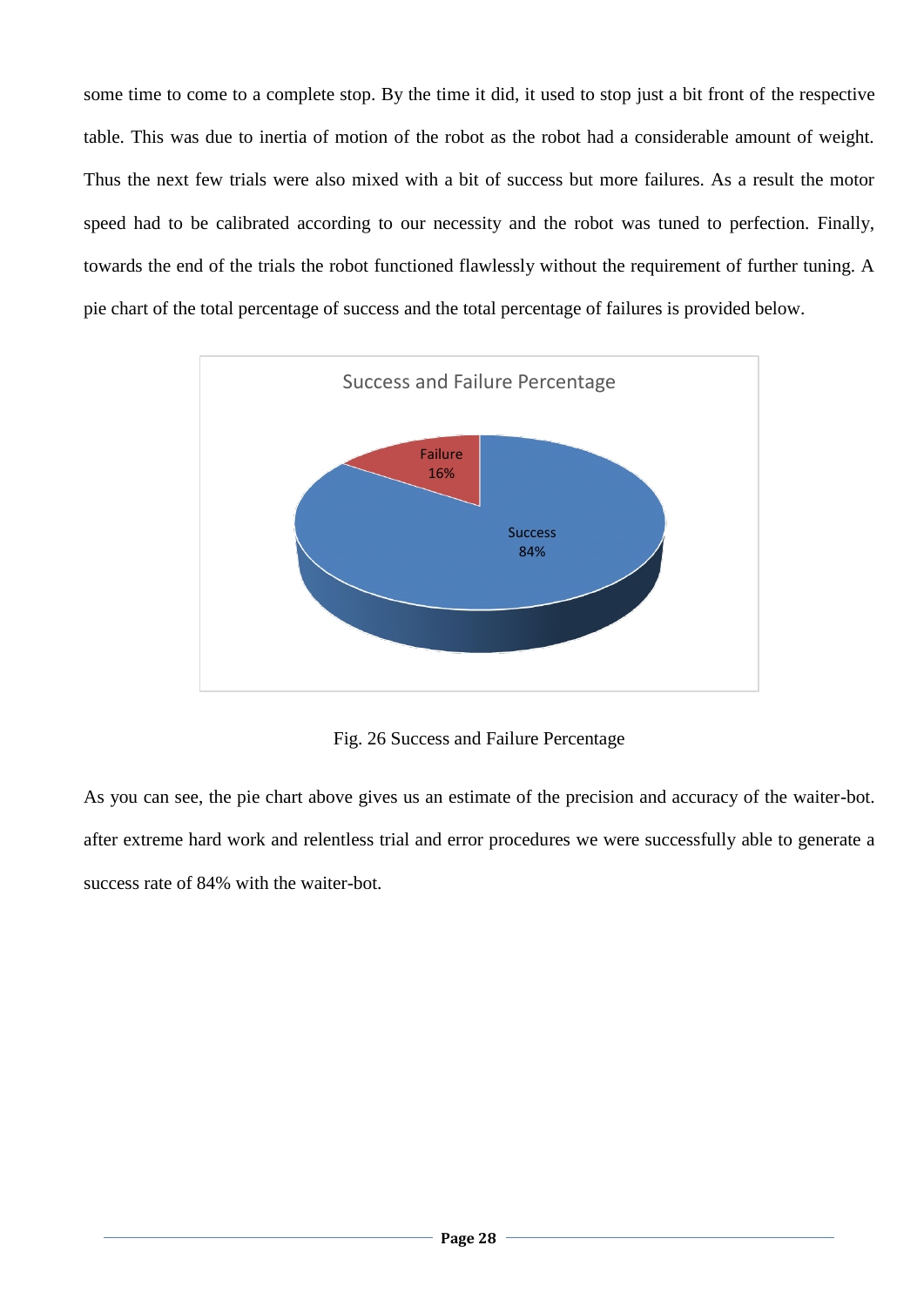some time to come to a complete stop. By the time it did, it used to stop just a bit front of the respective table. This was due to inertia of motion of the robot as the robot had a considerable amount of weight. Thus the next few trials were also mixed with a bit of success but more failures. As a result the motor speed had to be calibrated according to our necessity and the robot was tuned to perfection. Finally, towards the end of the trials the robot functioned flawlessly without the requirement of further tuning. A pie chart of the total percentage of success and the total percentage of failures is provided below.

Success and Failure Percentage

Failure
16%

Success
84%

Fig. 26 Success and Failure Percentage

As you can see, the pie chart above gives us an estimate of the precision and accuracy of the waiter-bot. after extreme hard work and relentless trial and error procedures we were successfully able to generate a success rate of 84% with the waiter-bot.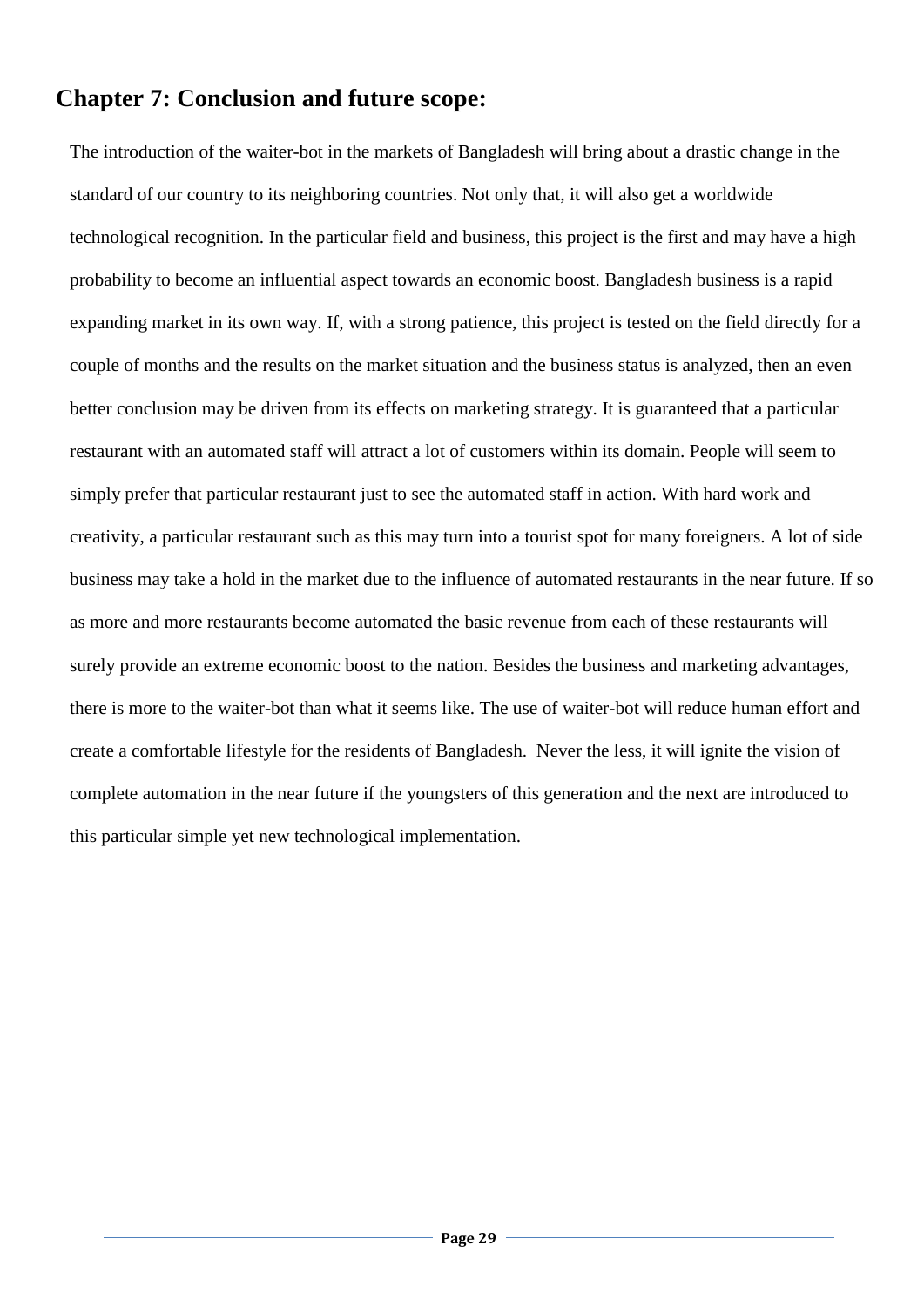## Chapter 7: Conclusion and future scope:

The introduction of the waiter-bot in the markets of Bangladesh will bring about a drastic change in the standard of our country to its neighboring countries. Not only that, it will also get a worldwide technological recognition. In the particular field and business, this project is the first and may have a high probability to become an influential aspect towards an economic boost. Bangladesh business is a rapid expanding market in its own way. If, with a strong patience, this project is tested on the field directly for a couple of months and the results on the market situation and the business status is analyzed, then an even better conclusion may be driven from its effects on marketing strategy. It is guaranteed that a particular restaurant with an automated staff will attract a lot of customers within its domain. People will seem to simply prefer that particular restaurant just to see the automated staff in action. With hard work and creativity, a particular restaurant such as this may turn into a tourist spot for many foreigners. A lot of side business may take a hold in the market due to the influence of automated restaurants in the near future. If so as more and more restaurants become automated the basic revenue from each of these restaurants will surely provide an extreme economic boost to the nation. Besides the business and marketing advantages, there is more to the waiter-bot than what it seems like. The use of waiter-bot will reduce human effort and create a comfortable lifestyle for the residents of Bangladesh. Never the less, it will ignite the vision of complete automation in the near future if the youngsters of this generation and the next are introduced to this particular simple yet new technological implementation.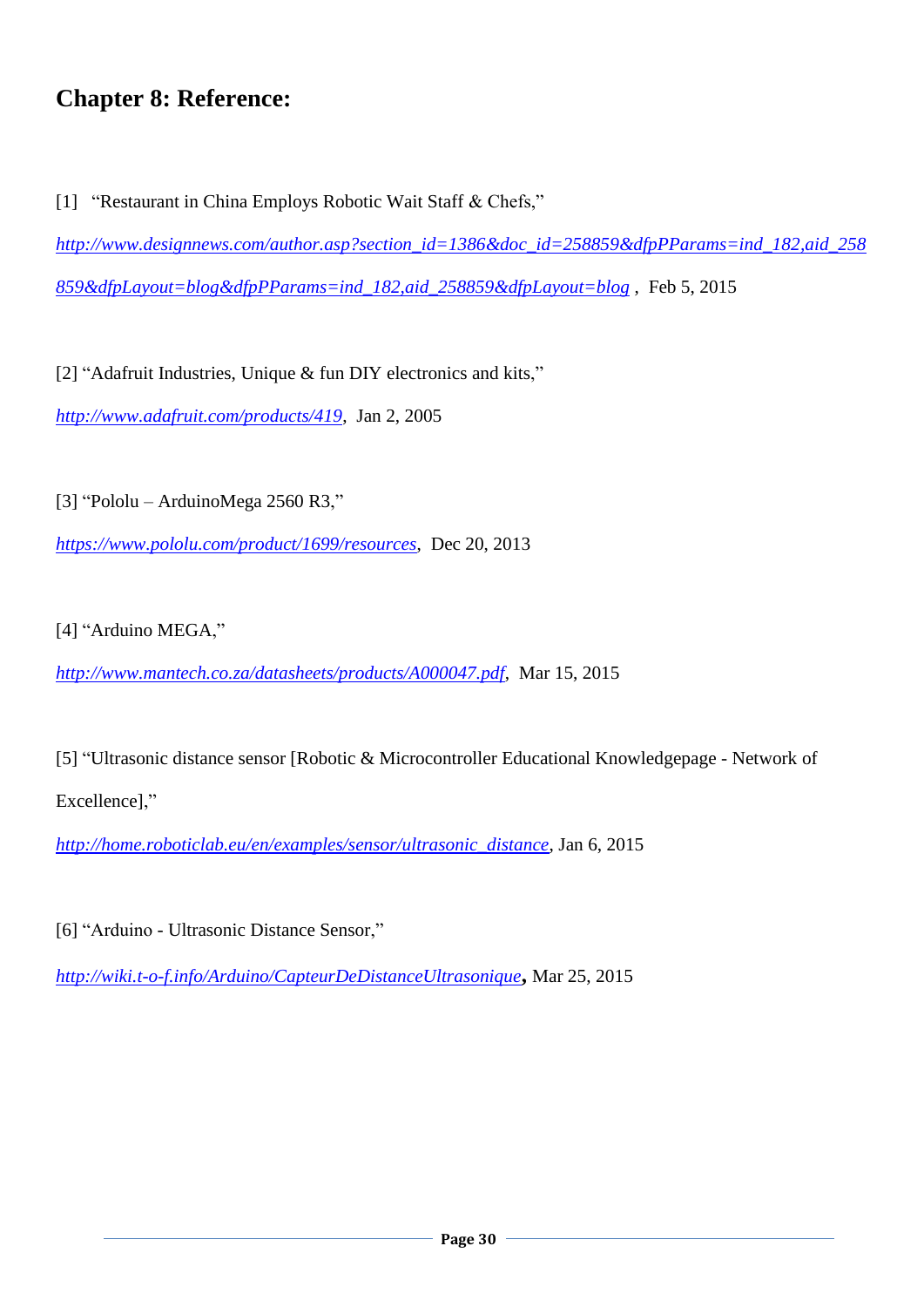# Chapter 8: Reference:

[1] “Restaurant in China Employs Robotic Wait Staff & Chefs,”
*http://www.designnews.com/author.asp?section_id=1386&doc_id=258859&dfpPParams=ind_182,aid_258859&dfpLayout=blog&dfpPParams=ind_182,aid_258859&dfpLayout=blog* , Feb 5, 2015

[2] “Adafruit Industries, Unique & fun DIY electronics and kits,”
*http://www.adafruit.com/products/419*, Jan 2, 2005

[3] “Pololu – ArduinoMega 2560 R3,”
*https://www.pololu.com/product/1699/resources*, Dec 20, 2013

[4] “Arduino MEGA,”
*http://www.mantech.co.za/datasheets/products/A000047.pdf*, Mar 15, 2015

[5] “Ultrasonic distance sensor [Robotic & Microcontroller Educational Knowledgepage - Network of Excellence],”
*http://home.roboticlab.eu/en/examples/sensor/ultrasonic_distance*, Jan 6, 2015

[6] “Arduino - Ultrasonic Distance Sensor,”
*http://wiki.t-o-f.info/Arduino/CapteurDeDistanceUltrasonique*, Mar 25, 2015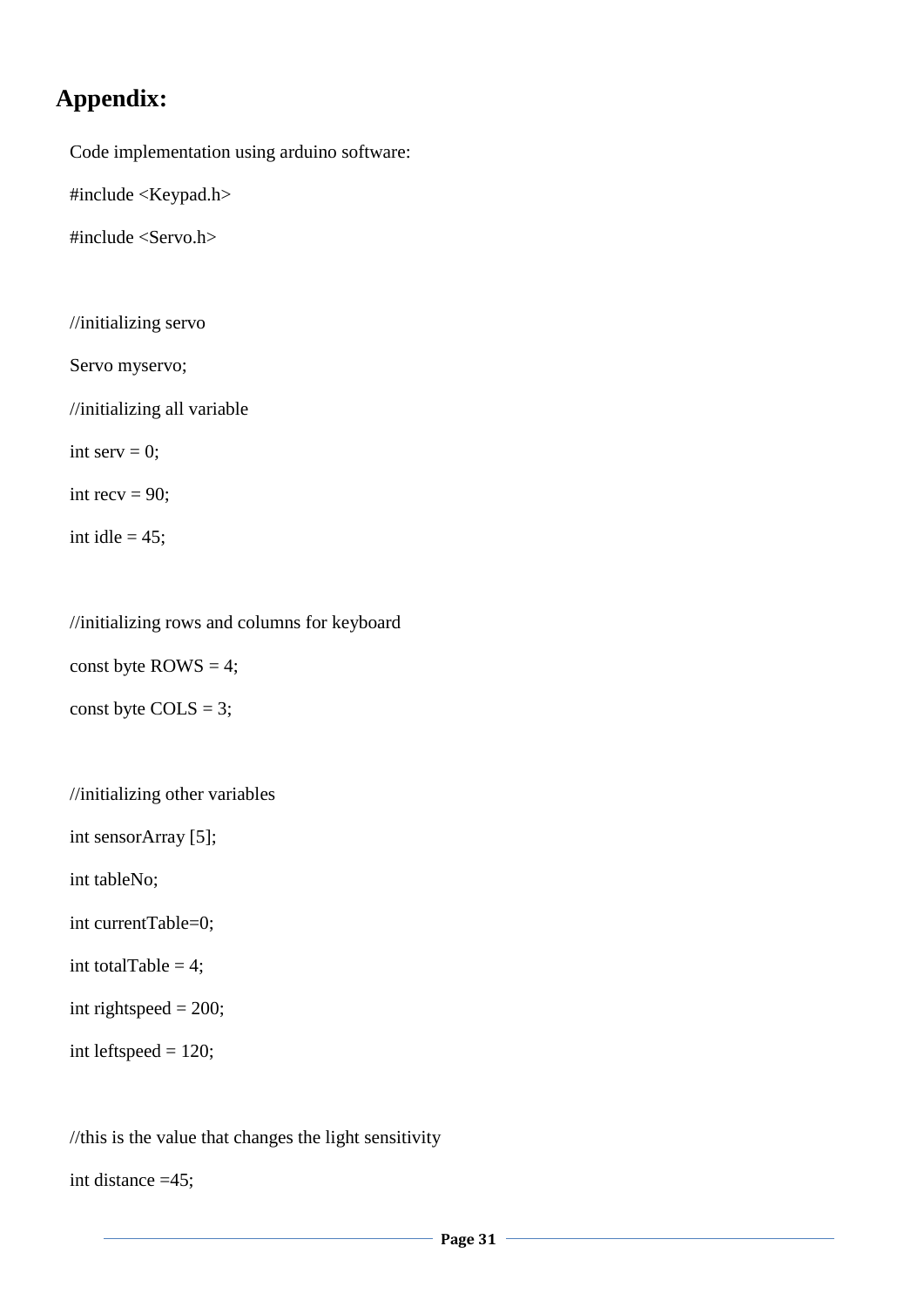# Appendix:

Code implementation using arduino software:

```
#include <Keypad.h>

#include <Servo.h>


//initializing servo

Servo myservo;

//initializing all variable

int serv = 0;

int recv = 90;

int idle = 45;


//initializing rows and columns for keyboard

const byte ROWS = 4;

const byte COLS = 3;


//initializing other variables

int sensorArray [5];

int tableNo;

int currentTable=0;

int totalTable = 4;

int rightspeed = 200;

int leftspeed = 120;


//this is the value that changes the light sensitivity

int distance =45;
```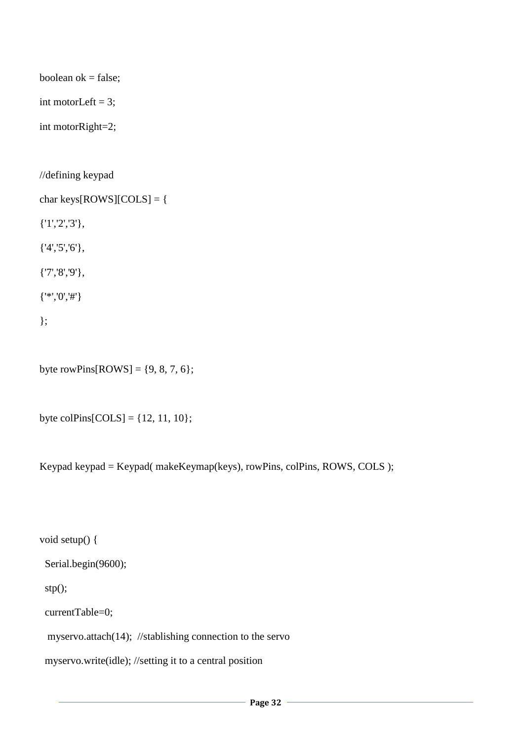```
boolean ok = false;

int motorLeft = 3;

int motorRight=2;


//defining keypad

char keys[ROWS][COLS] = {

{'1','2','3'},

{'4','5','6'},

{'7','8','9'},

{'*','0','#'}

};


byte rowPins[ROWS] = {9, 8, 7, 6};


byte colPins[COLS] = {12, 11, 10};


Keypad keypad = Keypad( makeKeymap(keys), rowPins, colPins, ROWS, COLS );



void setup() {

  Serial.begin(9600);

  stp();

  currentTable=0;

   myservo.attach(14);  //stablishing connection to the servo

  myservo.write(idle); //setting it to a central position
```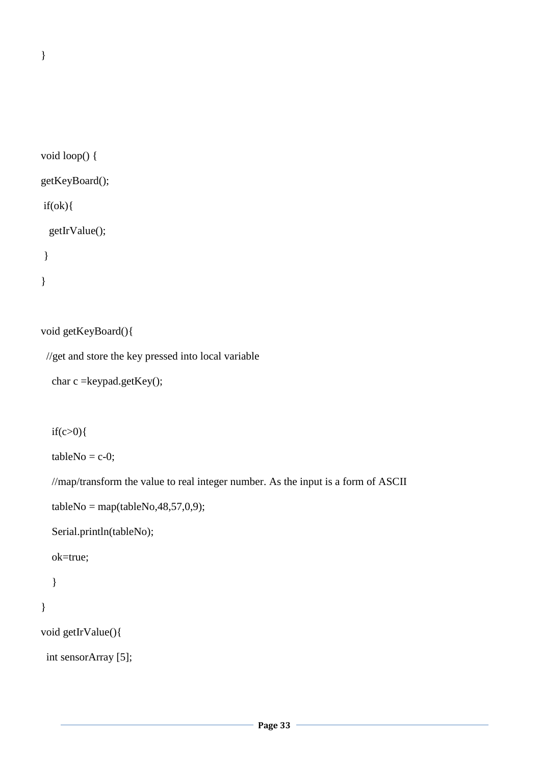```
}




void loop() {
getKeyBoard();
 if(ok){
   getIrValue();
 }
}

void getKeyBoard(){
  //get and store the key pressed into local variable
    char c =keypad.getKey();

    if(c>0){
    tableNo = c-0;
    //map/transform the value to real integer number. As the input is a form of ASCII
    tableNo = map(tableNo,48,57,0,9);
    Serial.println(tableNo);
    ok=true;
    }
}
void getIrValue(){
  int sensorArray [5];
```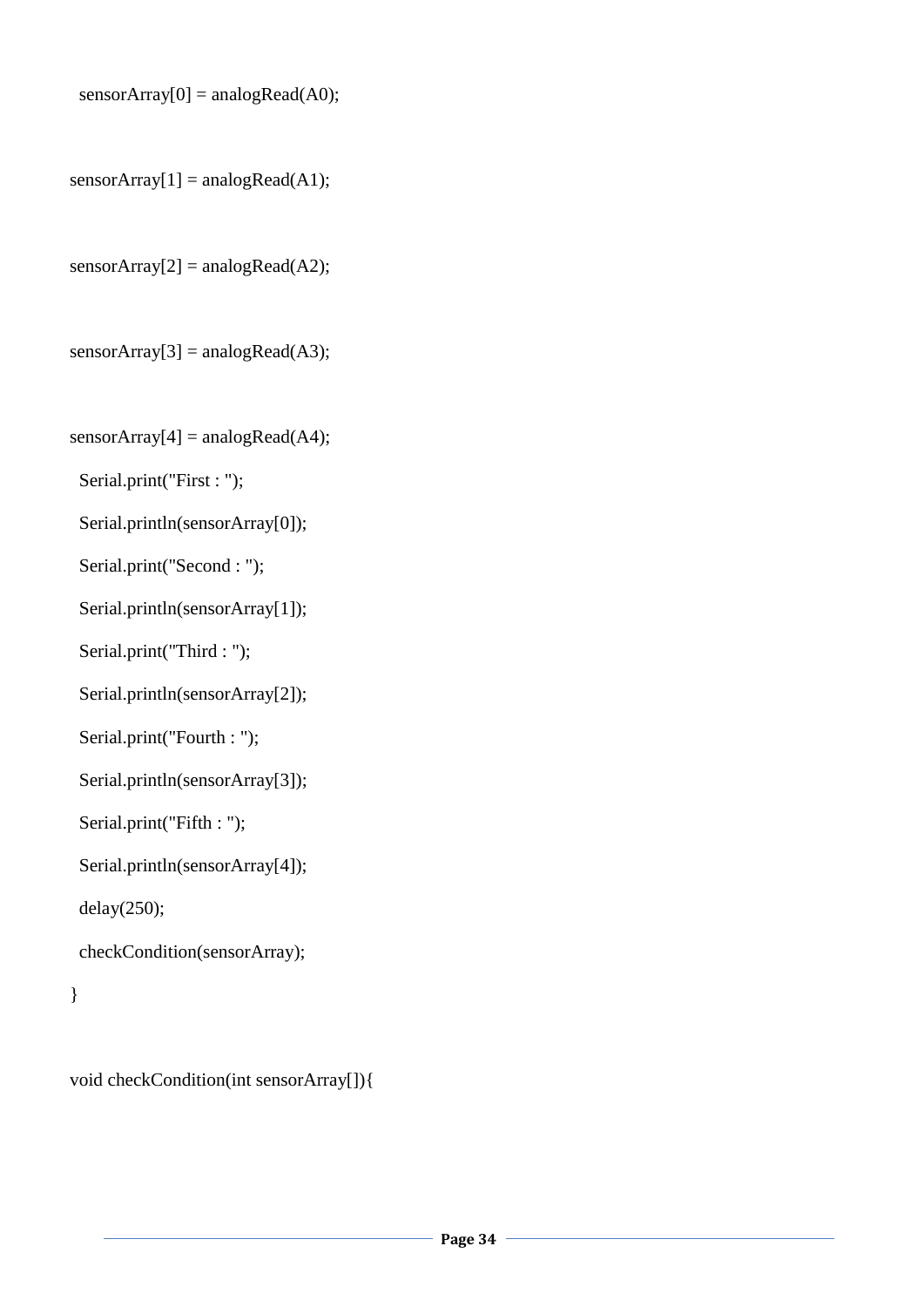```
  sensorArray[0] = analogRead(A0);

sensorArray[1] = analogRead(A1);

sensorArray[2] = analogRead(A2);

sensorArray[3] = analogRead(A3);

sensorArray[4] = analogRead(A4);
  Serial.print("First : ");
  Serial.println(sensorArray[0]);
  Serial.print("Second : ");
  Serial.println(sensorArray[1]);
  Serial.print("Third : ");
  Serial.println(sensorArray[2]);
  Serial.print("Fourth : ");
  Serial.println(sensorArray[3]);
  Serial.print("Fifth : ");
  Serial.println(sensorArray[4]);
  delay(250);
  checkCondition(sensorArray);
}

void checkCondition(int sensorArray[]){
```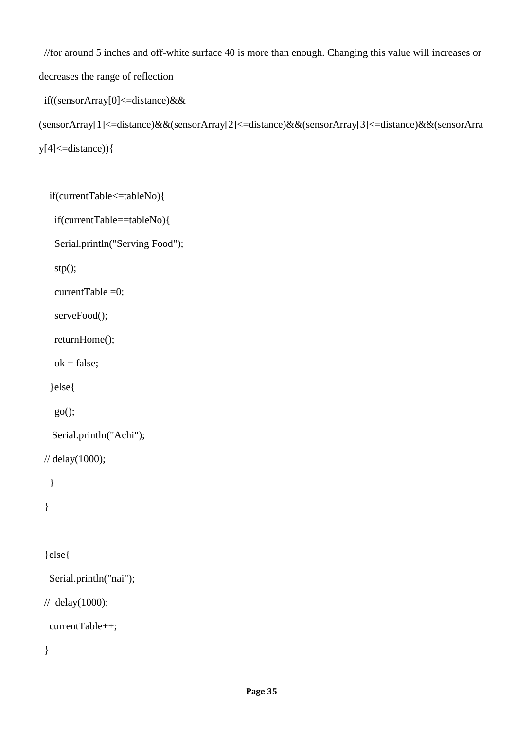```
  //for around 5 inches and off-white surface 40 is more than enough. Changing this value will increases or decreases the range of reflection
  if((sensorArray[0]<=distance)&&(sensorArray[1]<=distance)&&(sensorArray[2]<=distance)&&(sensorArray[3]<=distance)&&(sensorArray[4]<=distance)){

    if(currentTable<=tableNo){
     if(currentTable==tableNo){
     Serial.println("Serving Food");
     stp();
     currentTable =0;
     serveFood();
     returnHome();
     ok = false;
    }else{
     go();
    Serial.println("Achi");
  // delay(1000);
    }
  }

  }else{
   Serial.println("nai");
  //  delay(1000);
   currentTable++;
  }
```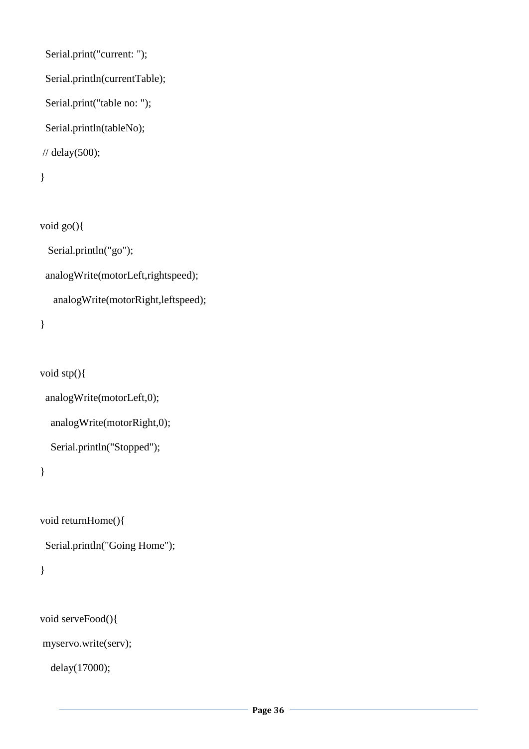```
  Serial.print("current: ");
  Serial.println(currentTable);
  Serial.print("table no: ");
  Serial.println(tableNo);
 // delay(500);
}

void go(){
   Serial.println("go");
  analogWrite(motorLeft,rightspeed);
     analogWrite(motorRight,leftspeed);
}

void stp(){
  analogWrite(motorLeft,0);
    analogWrite(motorRight,0);
    Serial.println("Stopped");
}

void returnHome(){
  Serial.println("Going Home");
}

void serveFood(){
 myservo.write(serv);
    delay(17000);
```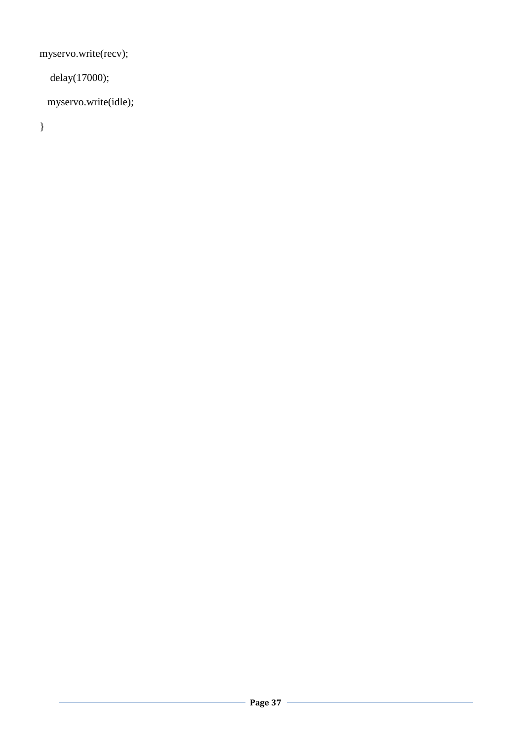```
myservo.write(recv);
   delay(17000);
  myservo.write(idle);
}
```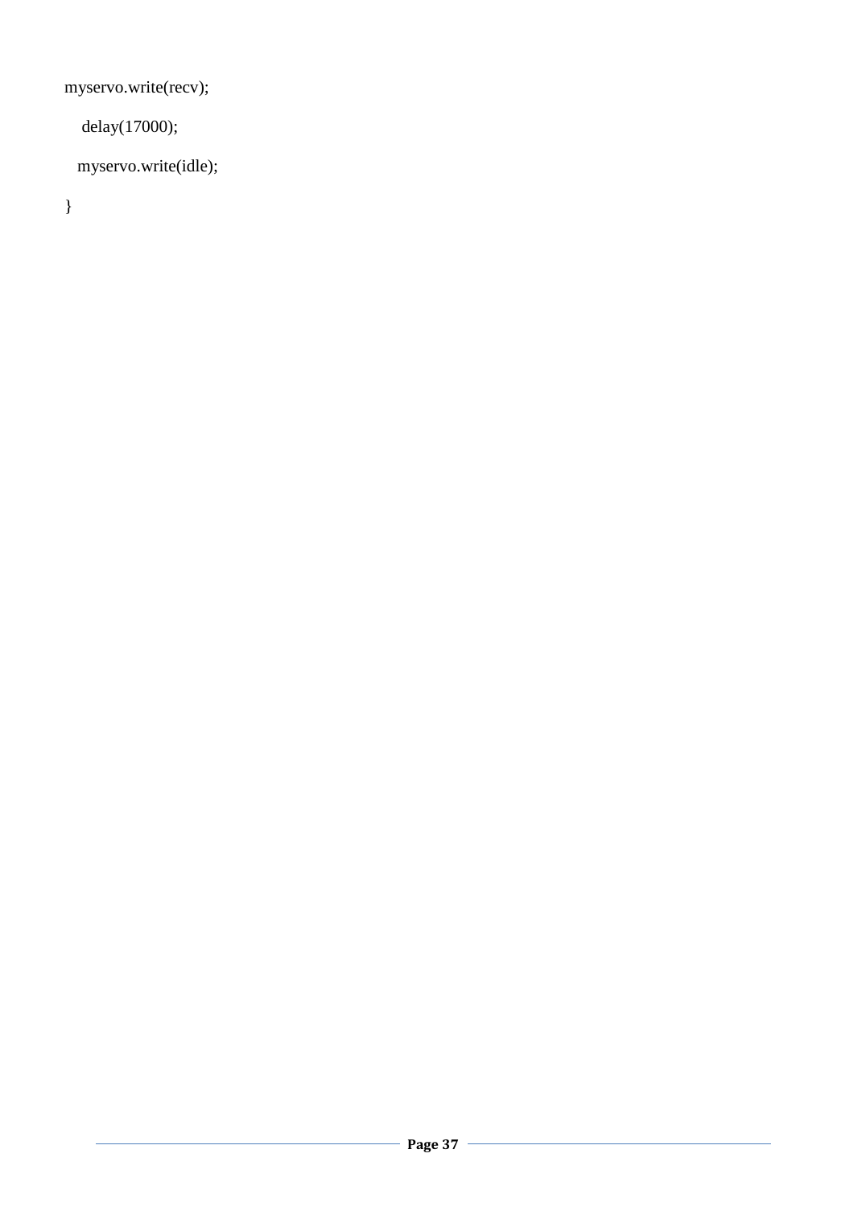```
myservo.write(recv);
   delay(17000);
  myservo.write(idle);
}
```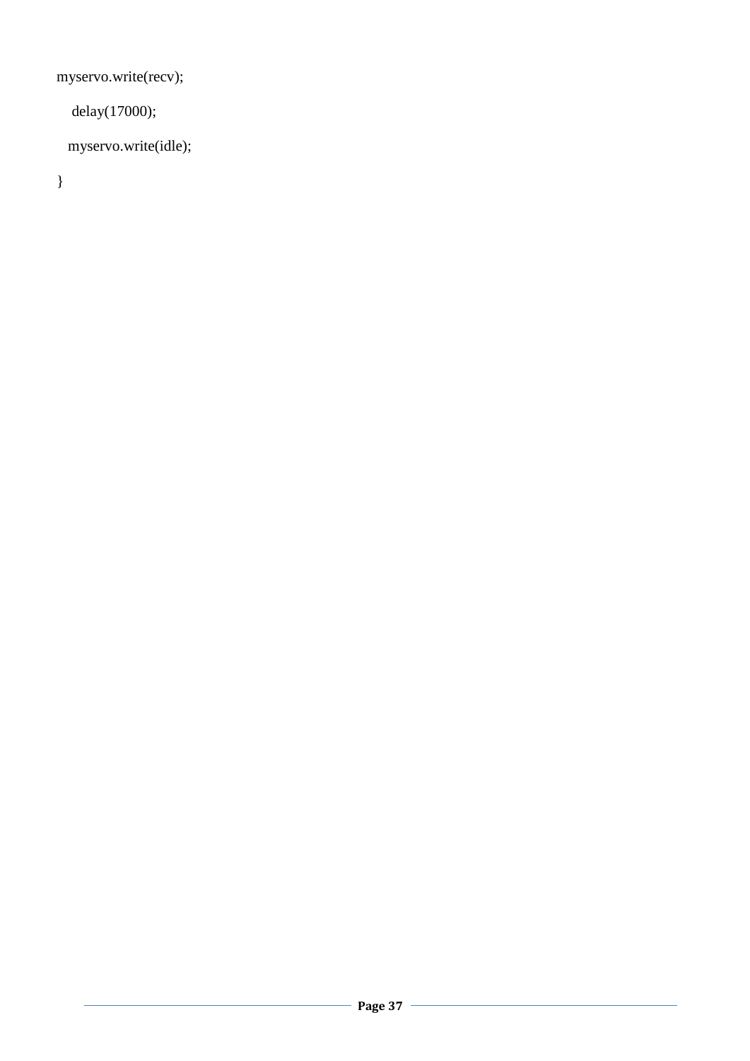```
myservo.write(recv);

   delay(17000);

  myservo.write(idle);

}
```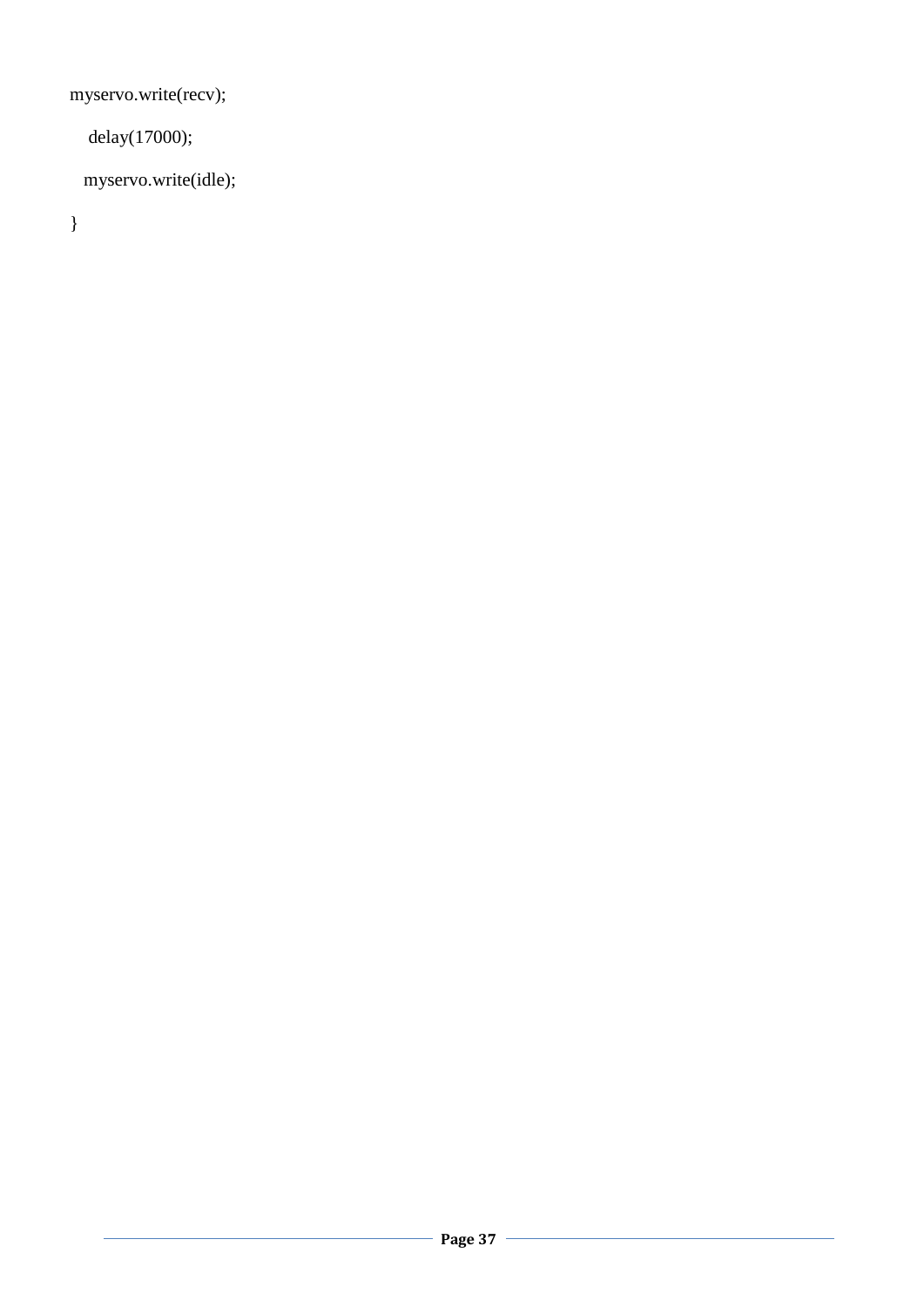```
myservo.write(recv);
  delay(17000);
 myservo.write(idle);
}
```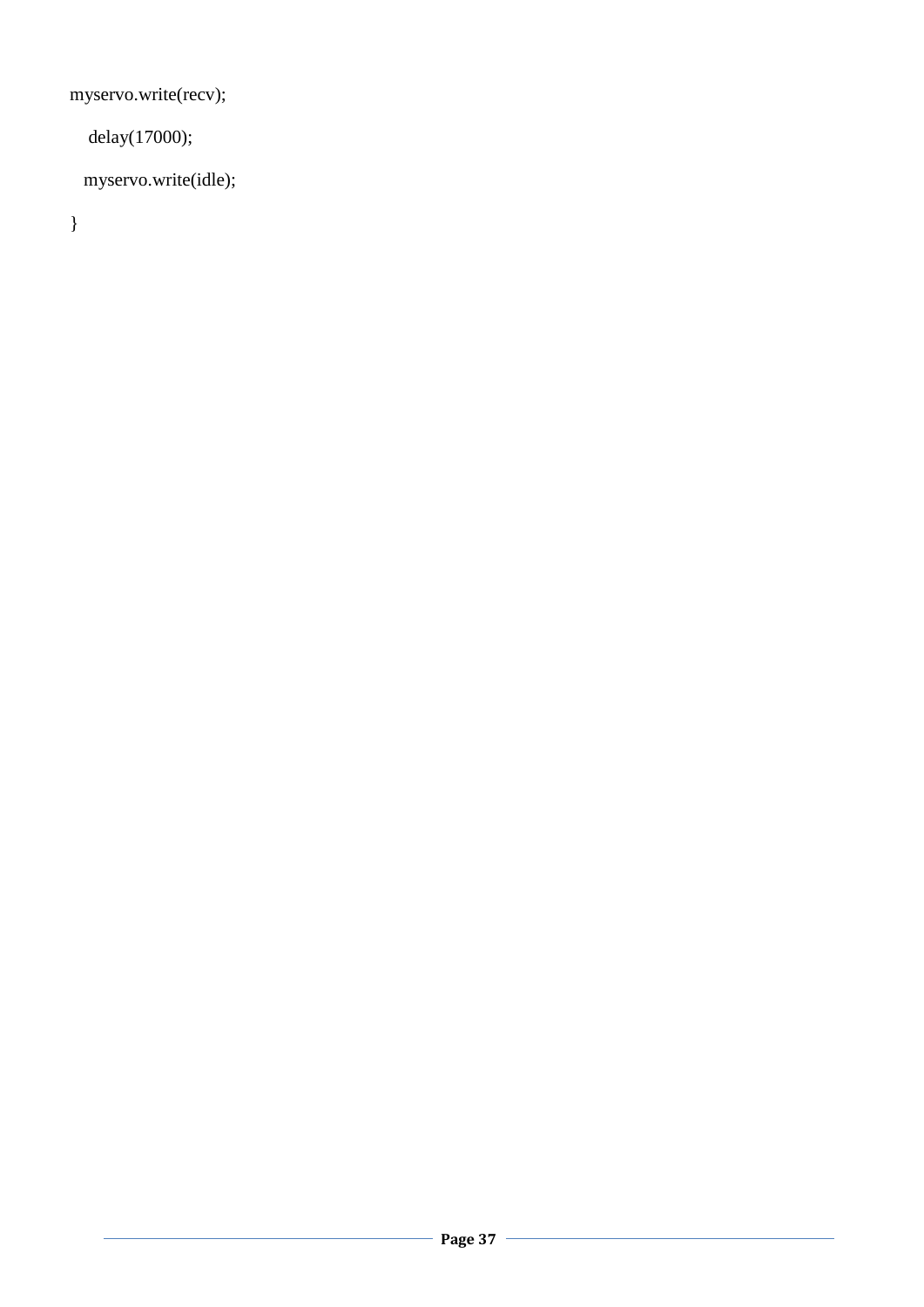```
myservo.write(recv);
   delay(17000);
  myservo.write(idle);
}
```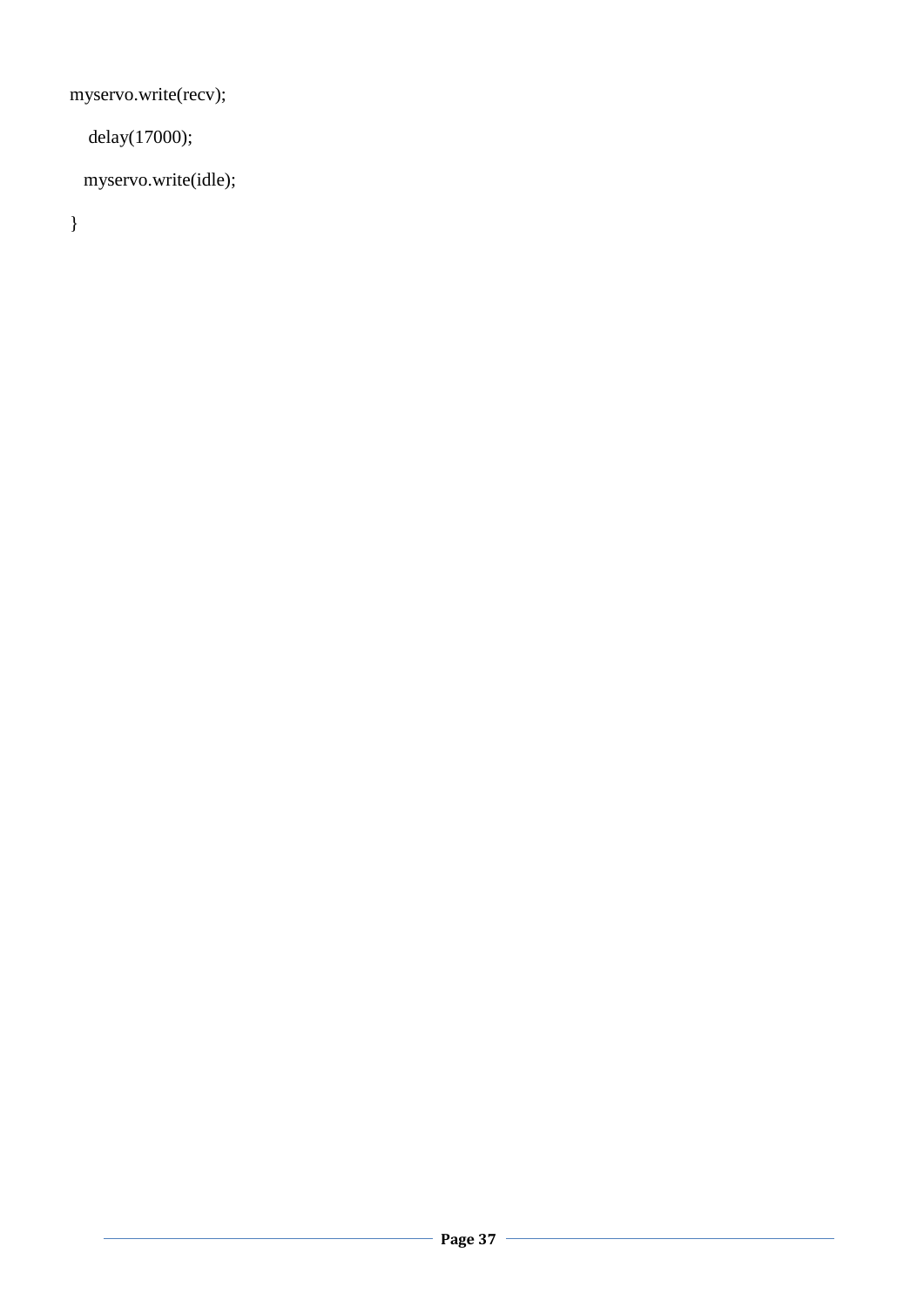```
myservo.write(recv);
   delay(17000);
  myservo.write(idle);
}
```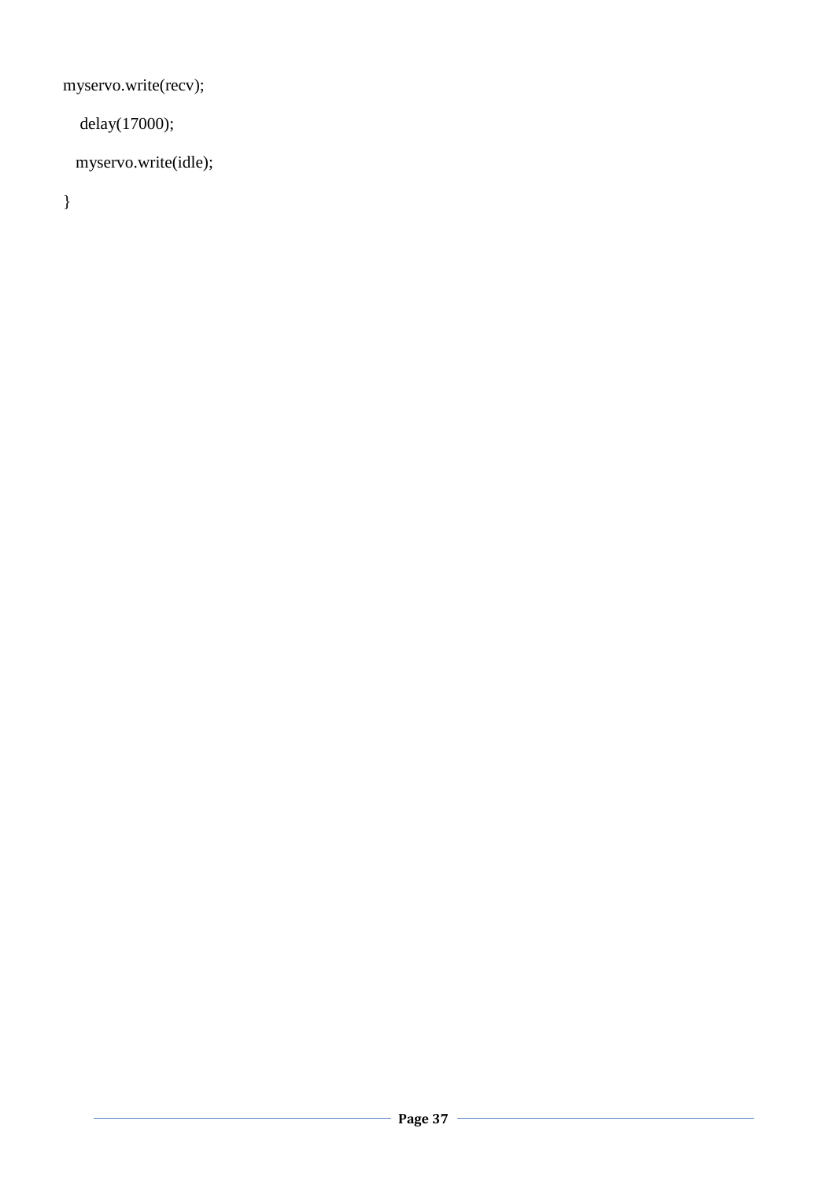```
myservo.write(recv);

  delay(17000);

 myservo.write(idle);

}
```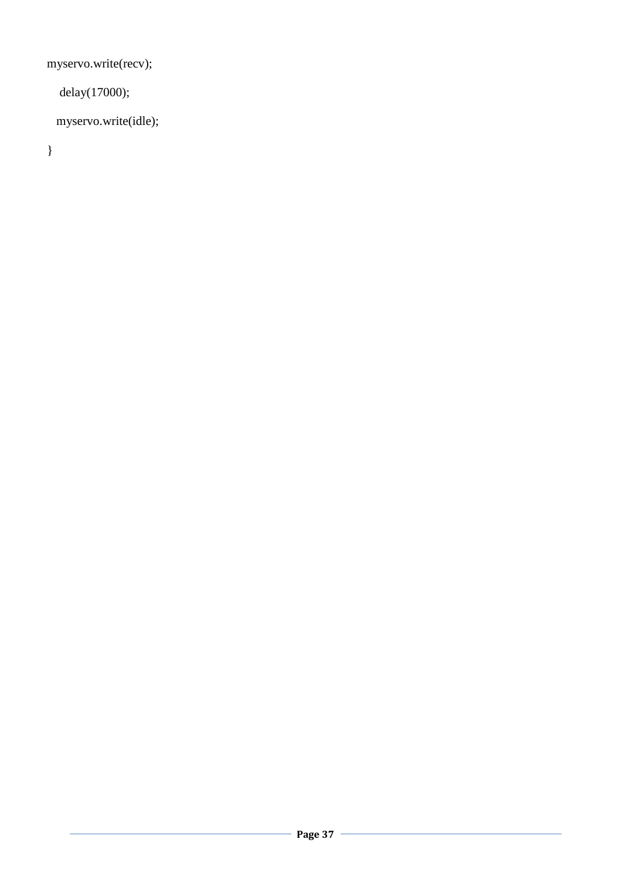```
myservo.write(recv);

   delay(17000);

  myservo.write(idle);

}
```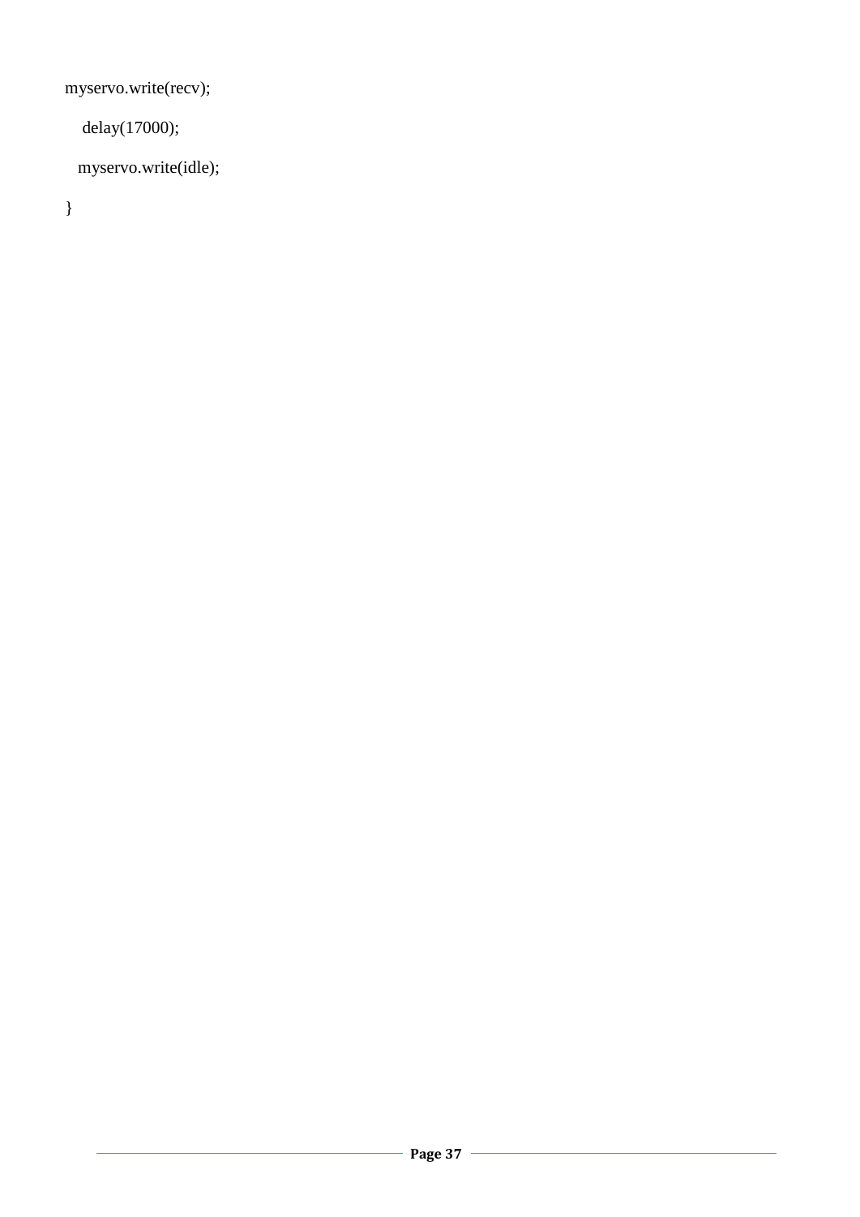```
myservo.write(recv);
   delay(17000);
  myservo.write(idle);
}
```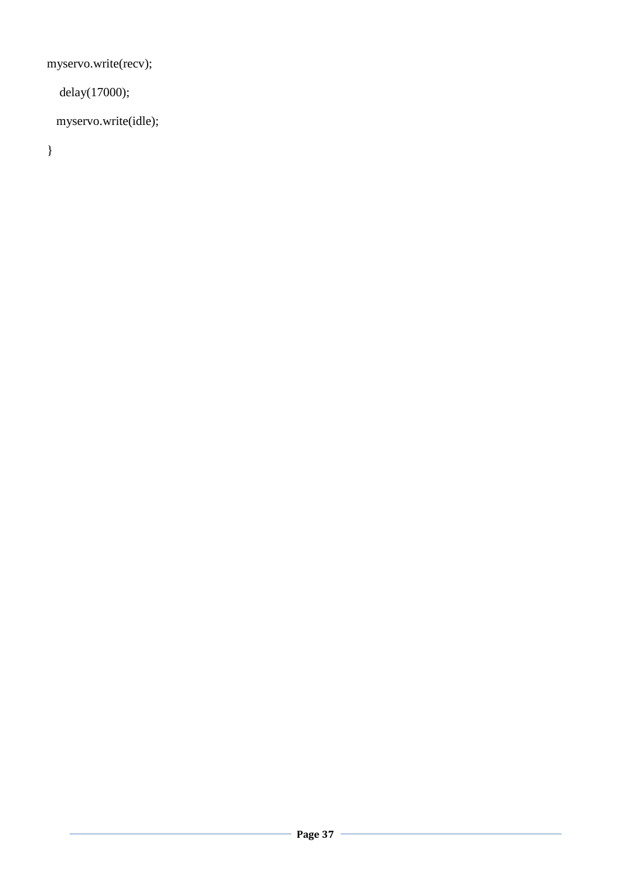```
myservo.write(recv);
  delay(17000);
  myservo.write(idle);
}
```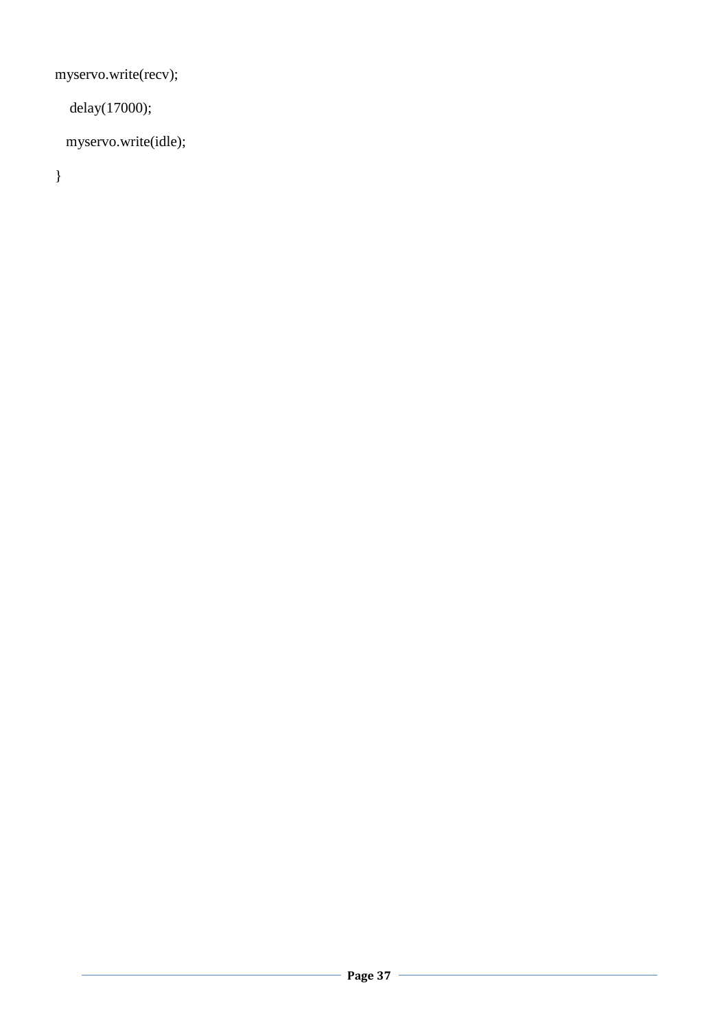```
myservo.write(recv);

  delay(17000);

  myservo.write(idle);

}
```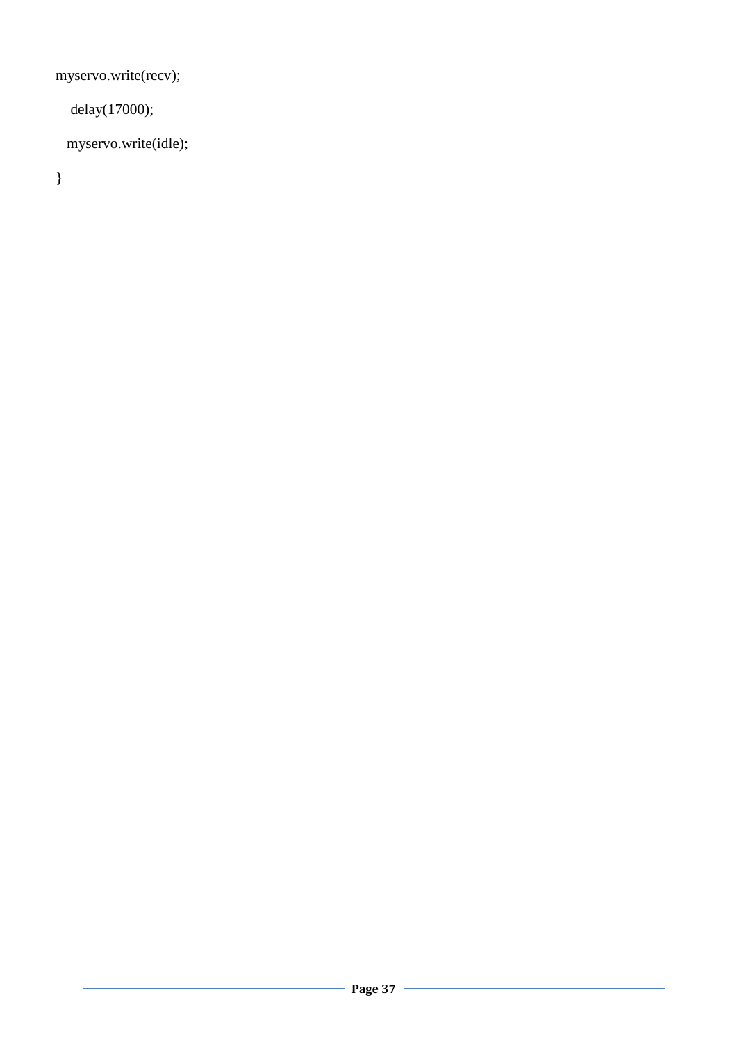```
myservo.write(recv);
   delay(17000);
  myservo.write(idle);
}
```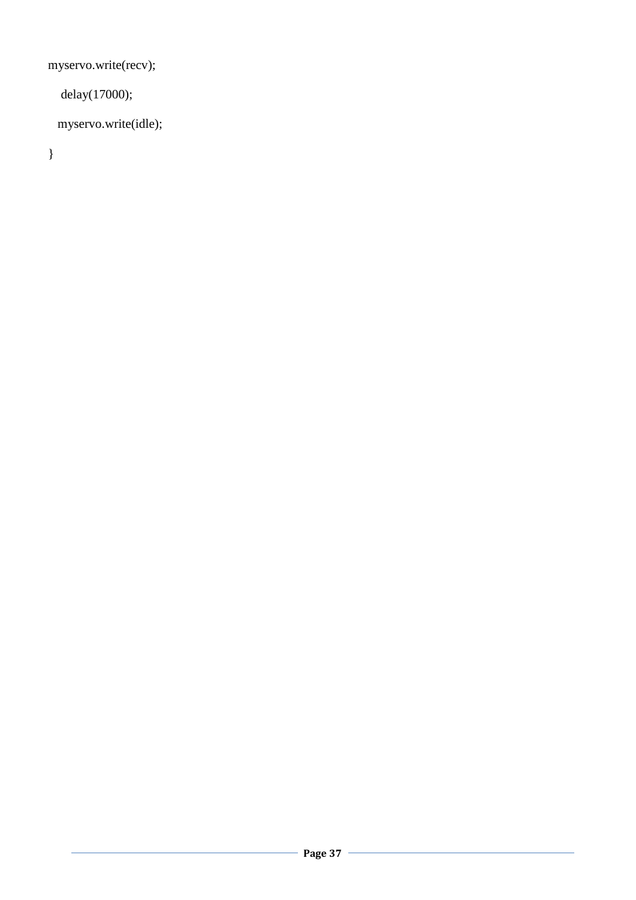```
myservo.write(recv);
   delay(17000);
  myservo.write(idle);
}
```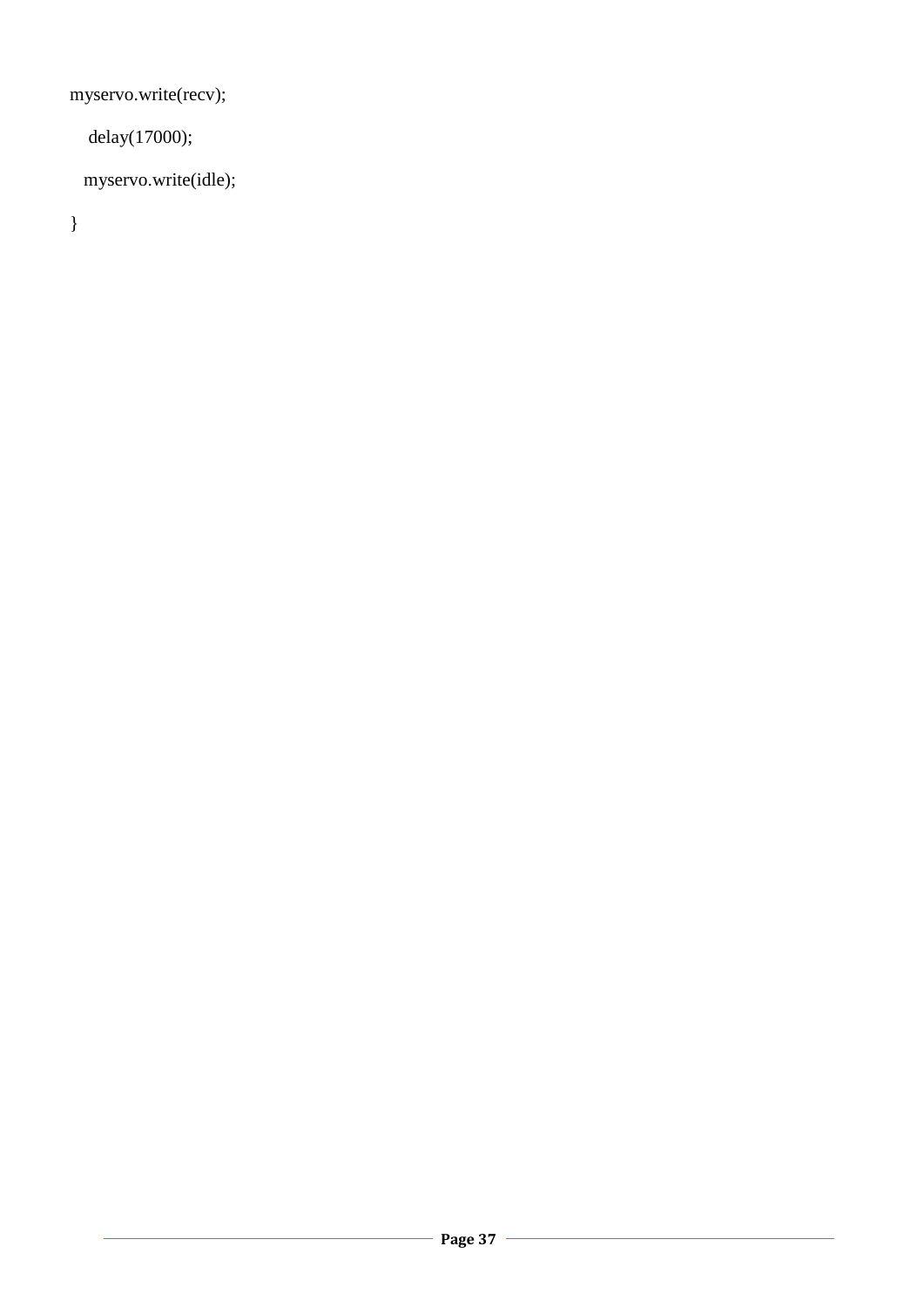```
myservo.write(recv);
   delay(17000);
  myservo.write(idle);
}
```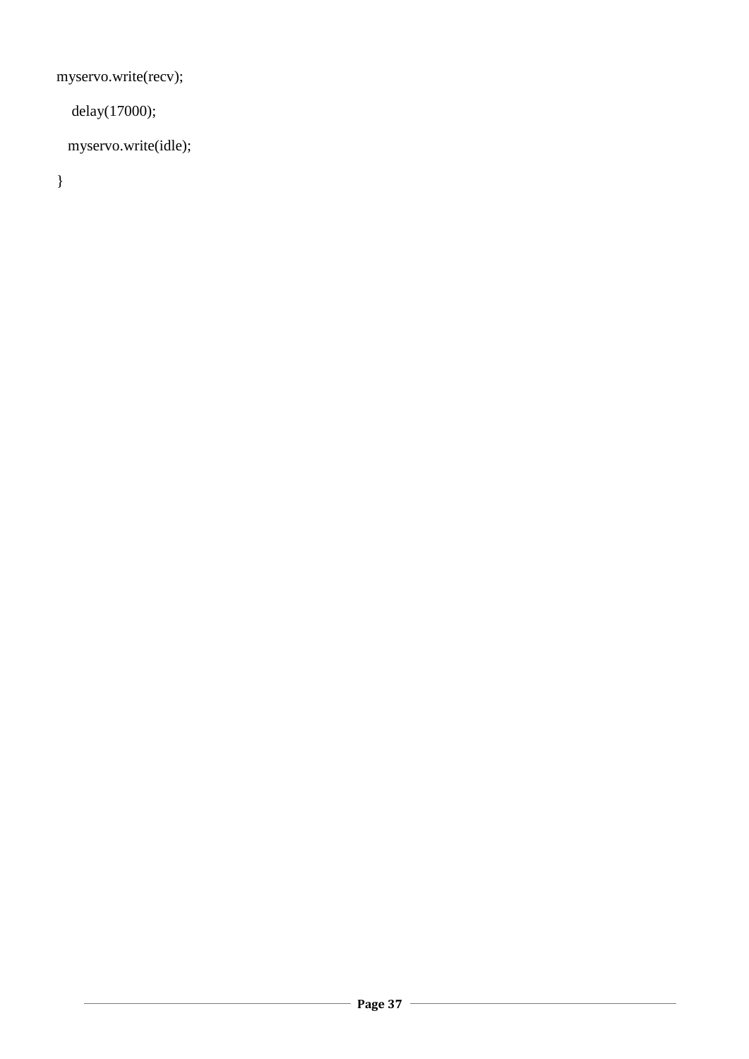```
myservo.write(recv);
   delay(17000);
  myservo.write(idle);
}
```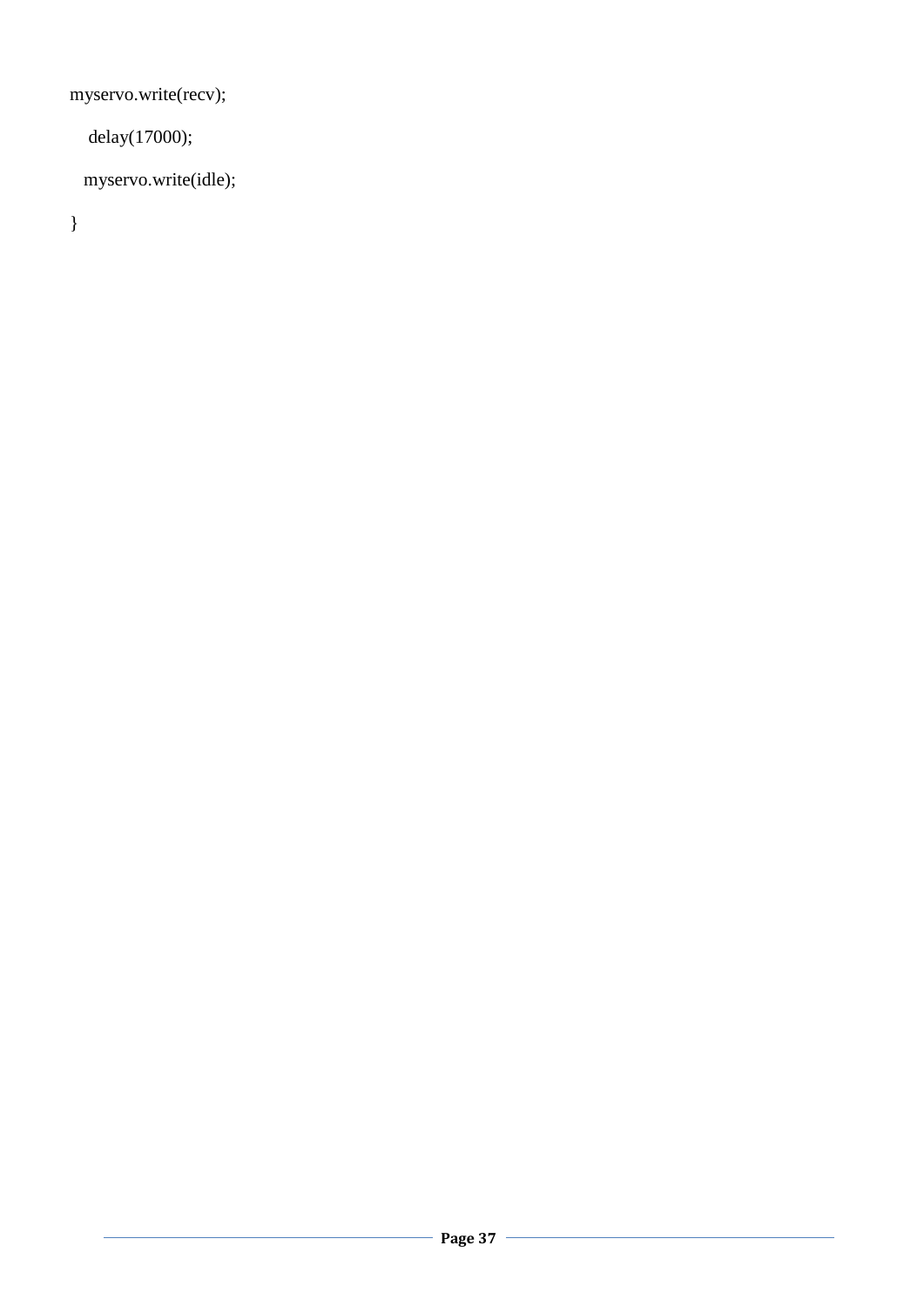```
myservo.write(recv);

  delay(17000);

 myservo.write(idle);

}
```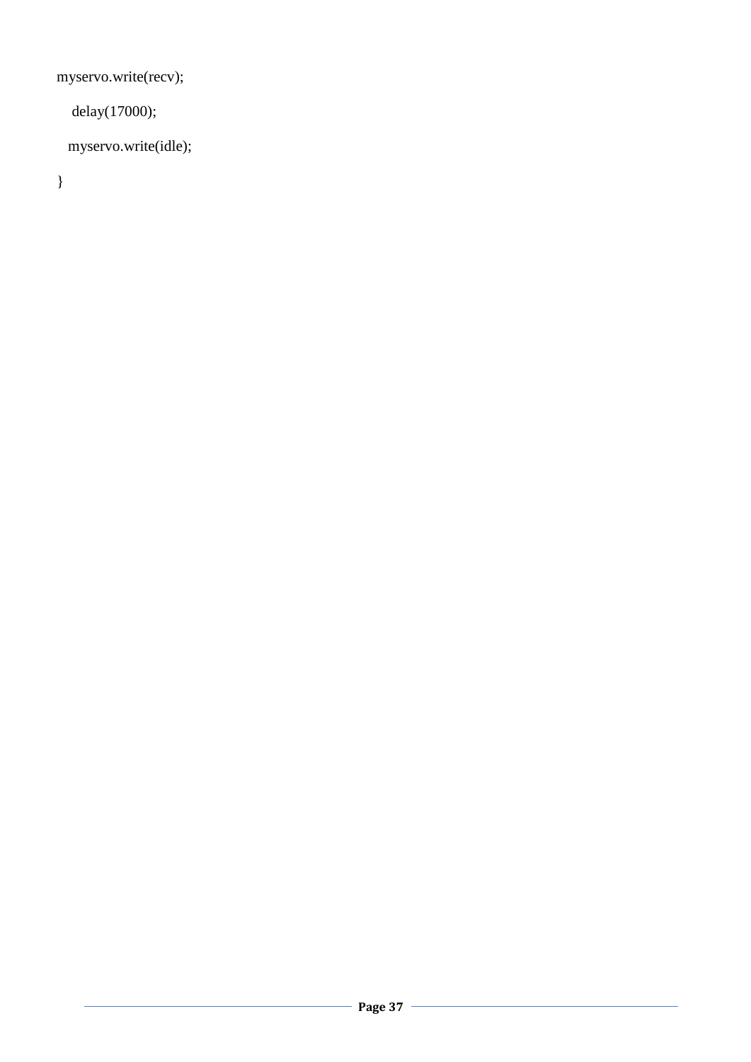```
myservo.write(recv);
   delay(17000);
  myservo.write(idle);
}
```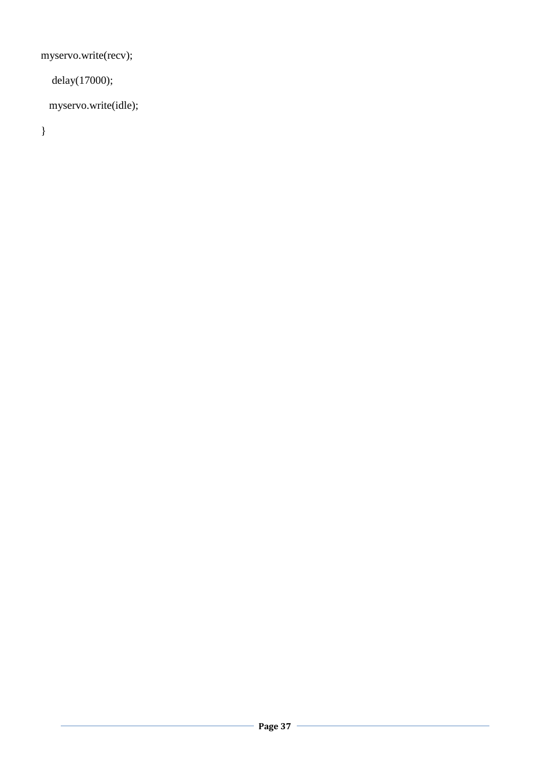```
myservo.write(recv);
   delay(17000);
  myservo.write(idle);
}
```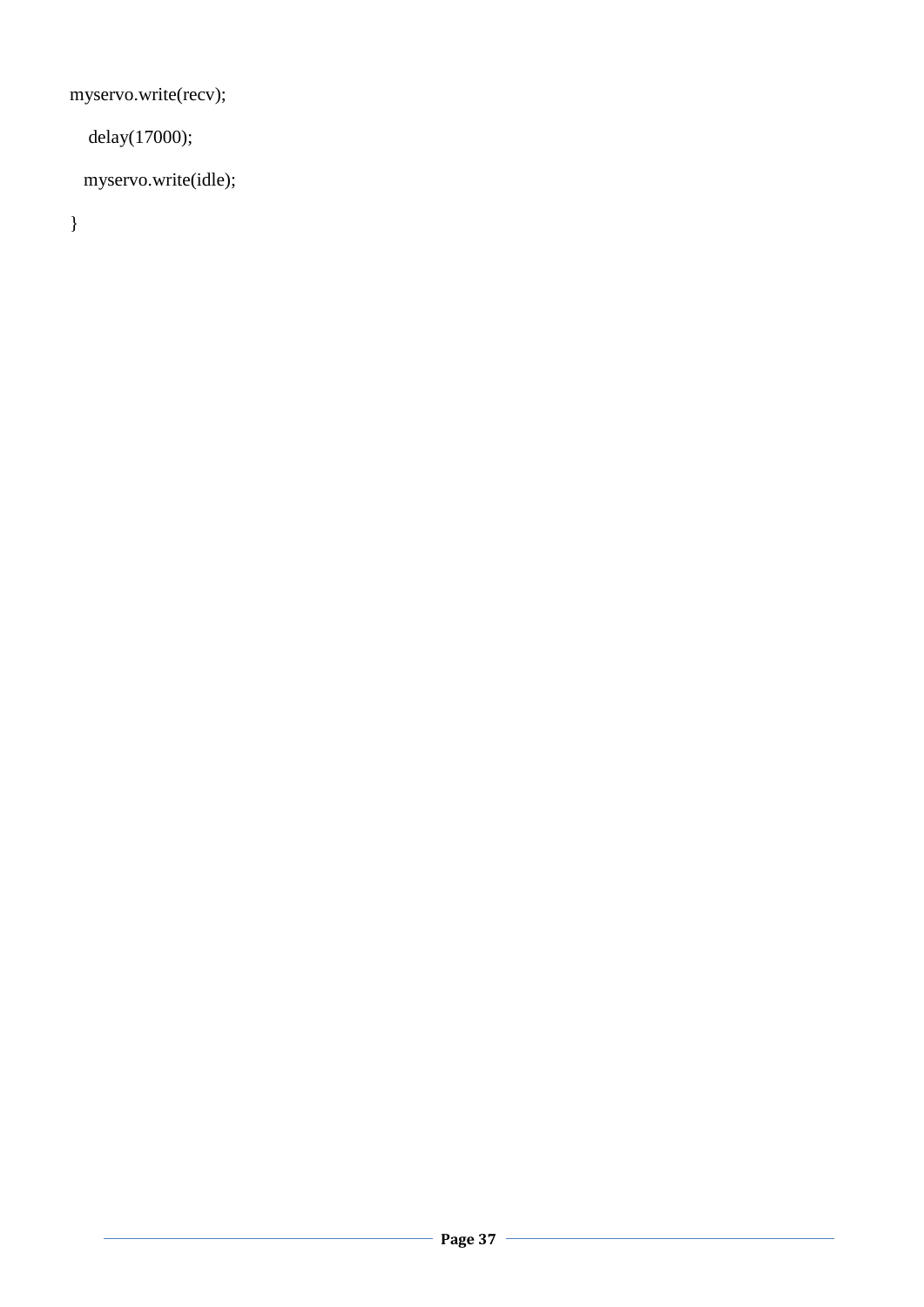```
myservo.write(recv);
   delay(17000);
  myservo.write(idle);
}
```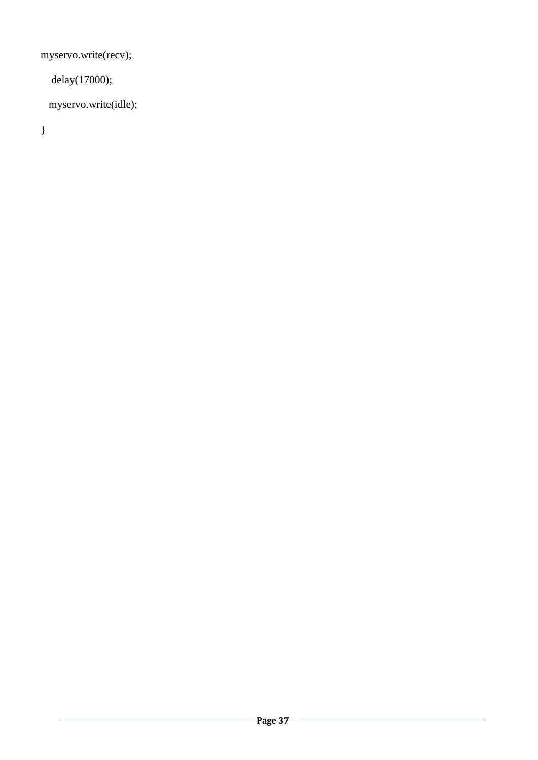```
myservo.write(recv);
   delay(17000);
  myservo.write(idle);
}
```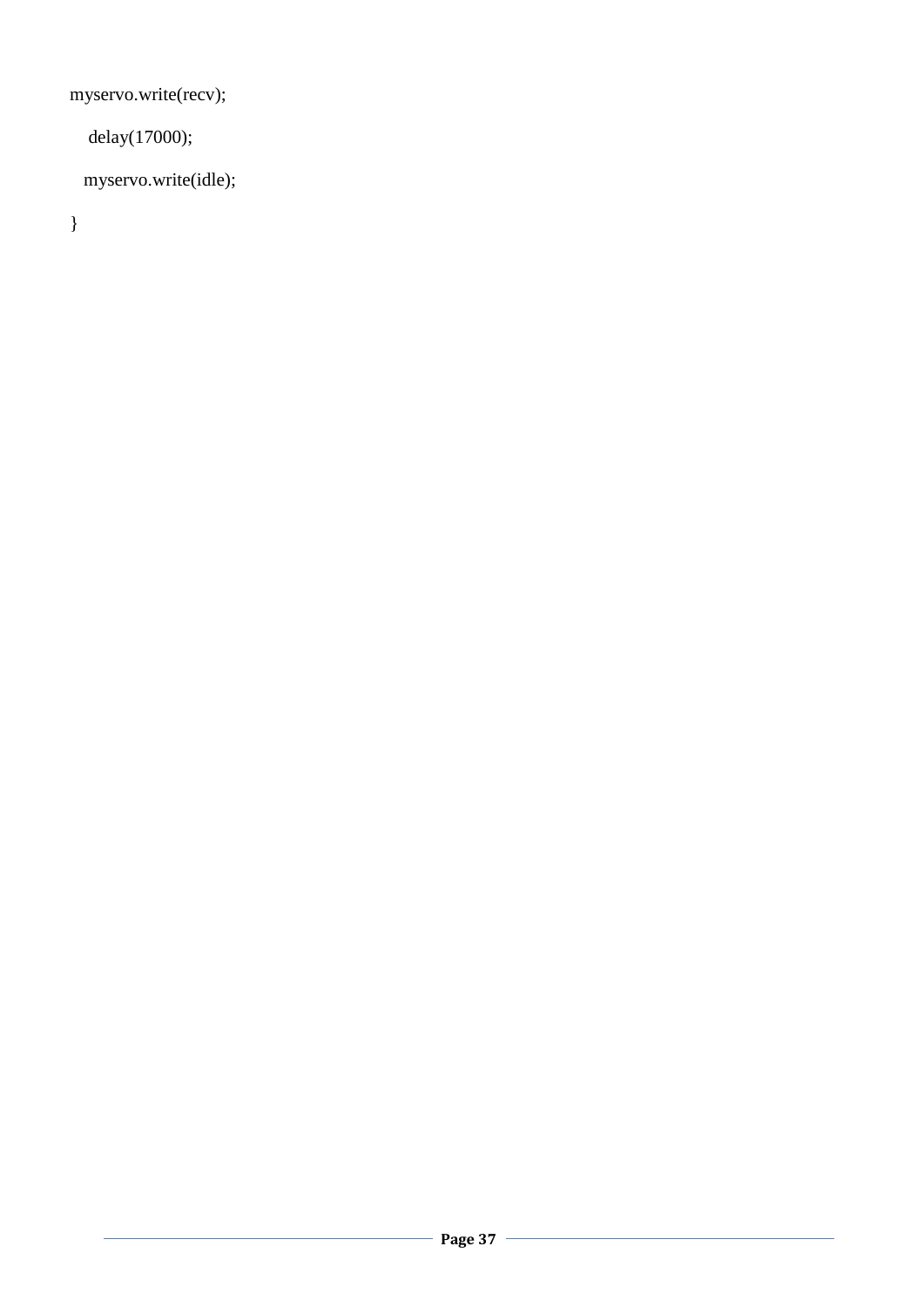```
myservo.write(recv);
   delay(17000);
  myservo.write(idle);
}
```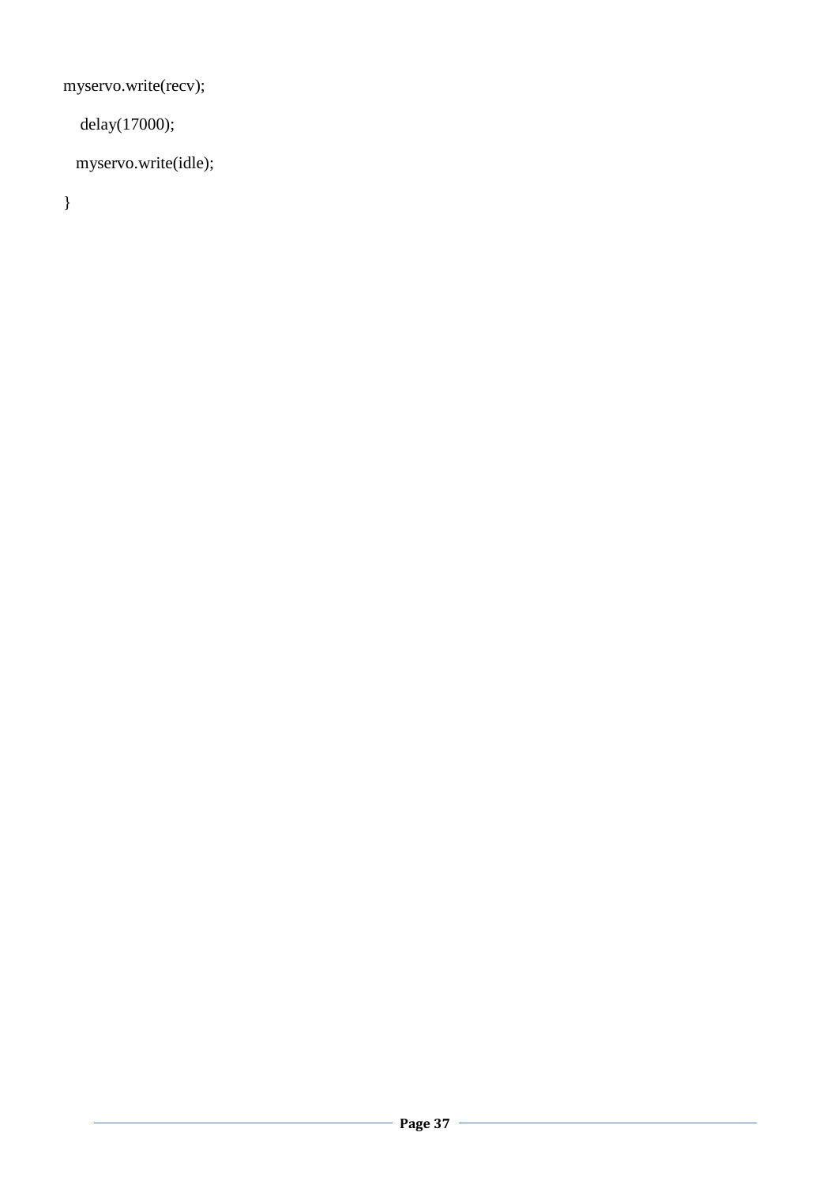```
myservo.write(recv);

   delay(17000);

  myservo.write(idle);

}
```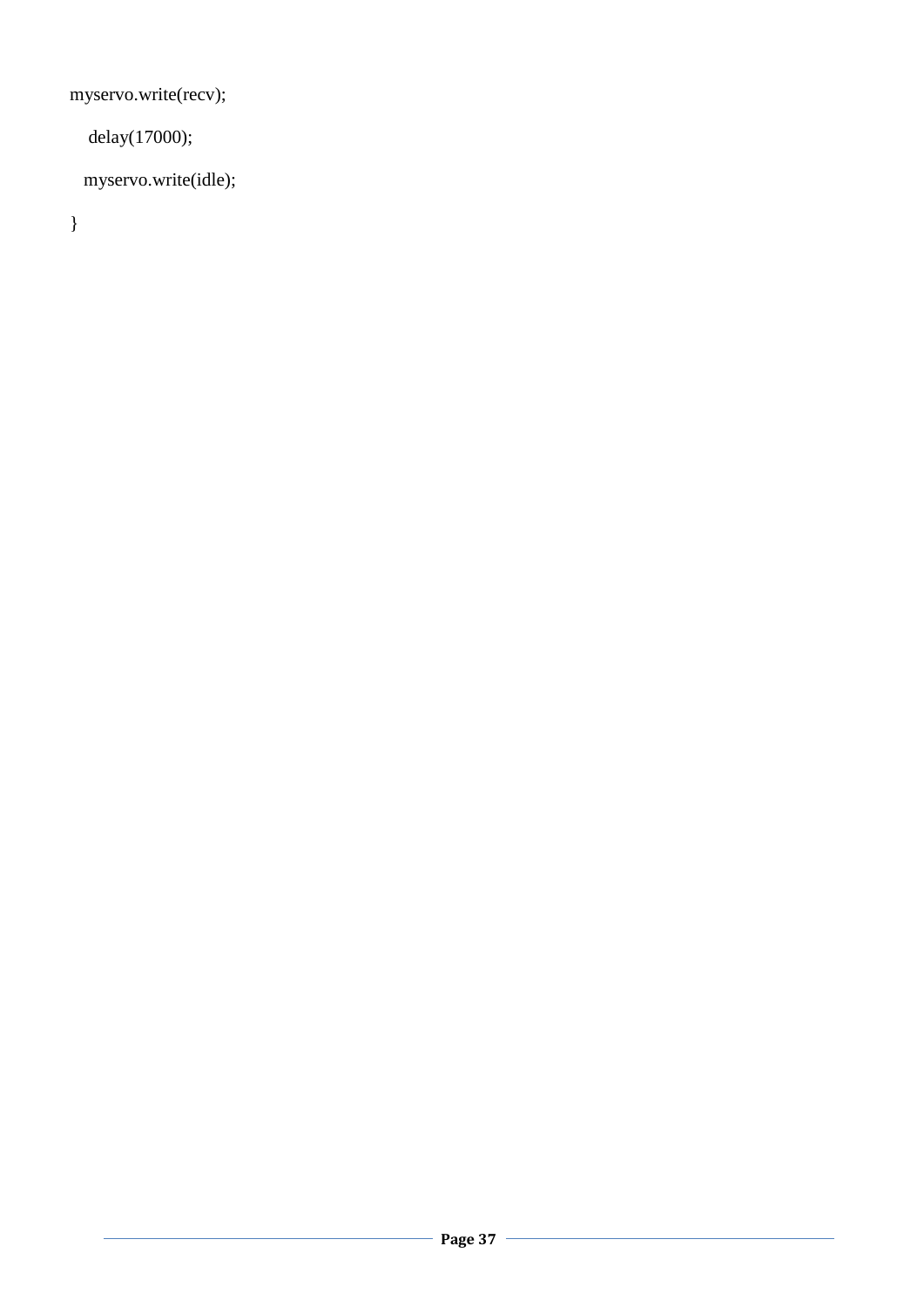```
myservo.write(recv);
   delay(17000);
  myservo.write(idle);
}
```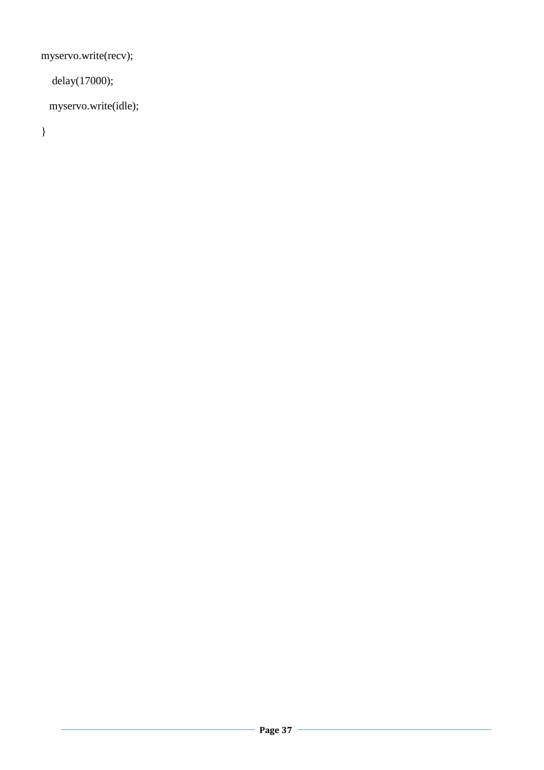```
myservo.write(recv);

   delay(17000);

  myservo.write(idle);

}
```